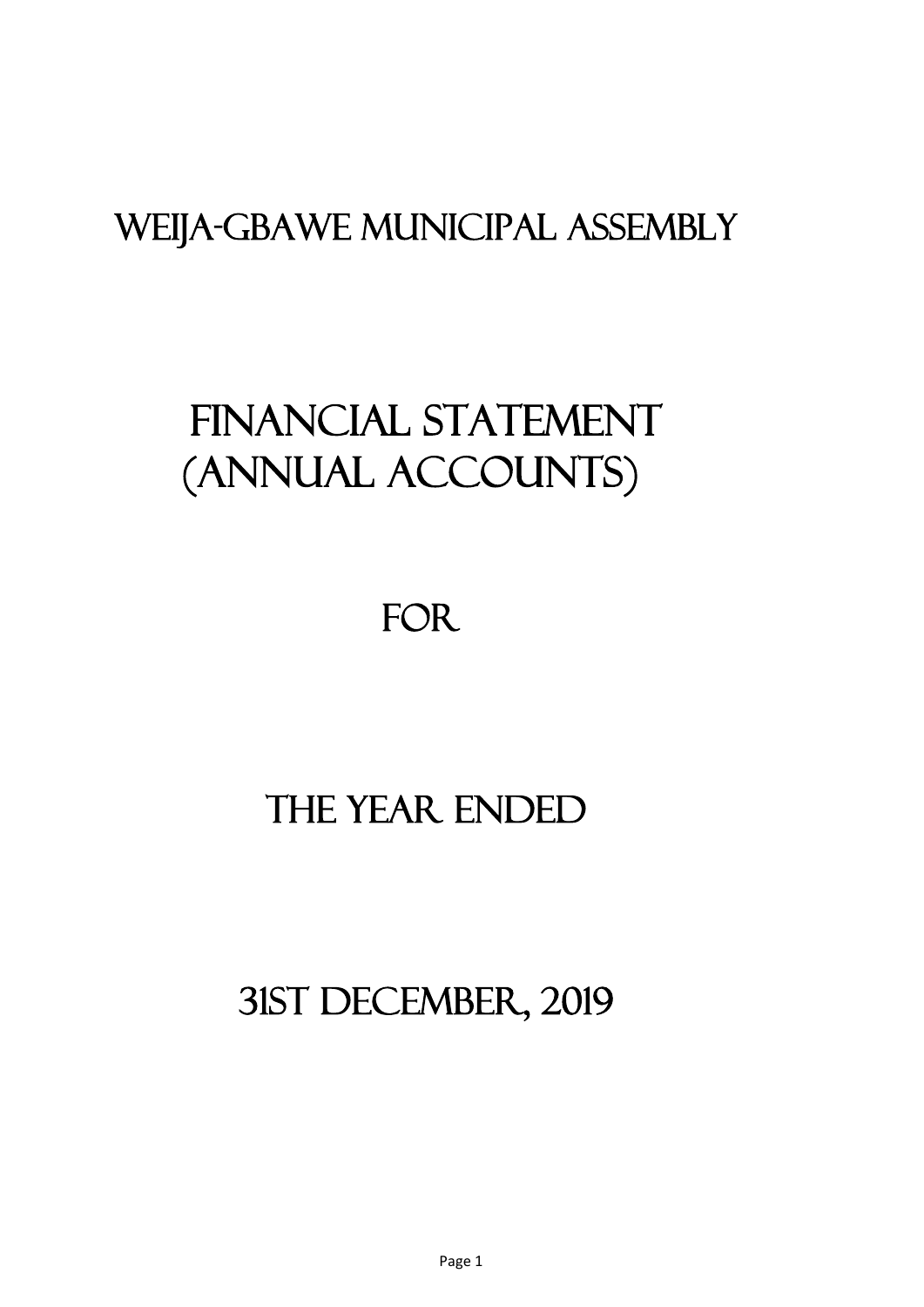# WEIJA-GBAWE MUNICIPAL ASSEMBLY

# FINANCIAL STATEMENT (ANNUAL ACCOUNTS)

# FOR

# THE YEAR ENDED

# 31ST DECEMBER, 2019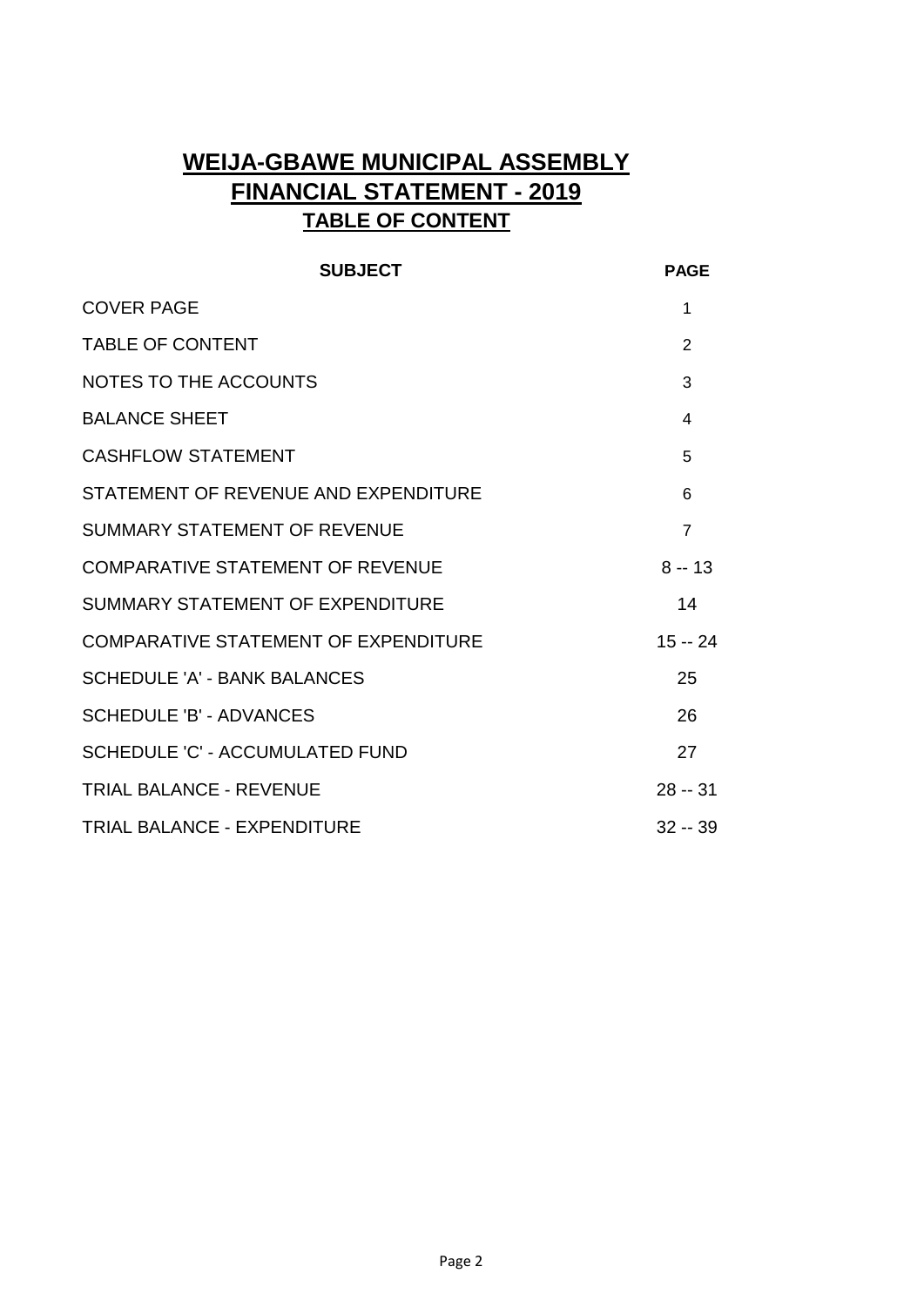# WEIJA-GBAWE MUNICIPAL ASSEMBLY
## FINANCIAL STATEMENT - 2019
### TABLE OF CONTENT

| SUBJECT | PAGE |
|---|---|
| COVER PAGE | 1 |
| TABLE OF CONTENT | 2 |
| NOTES TO THE ACCOUNTS | 3 |
| BALANCE SHEET | 4 |
| CASHFLOW STATEMENT | 5 |
| STATEMENT OF REVENUE AND EXPENDITURE | 6 |
| SUMMARY STATEMENT OF REVENUE | 7 |
| COMPARATIVE STATEMENT OF REVENUE | 8 -- 13 |
| SUMMARY STATEMENT OF EXPENDITURE | 14 |
| COMPARATIVE STATEMENT OF EXPENDITURE | 15 -- 24 |
| SCHEDULE 'A' - BANK BALANCES | 25 |
| SCHEDULE 'B' - ADVANCES | 26 |
| SCHEDULE 'C' - ACCUMULATED FUND | 27 |
| TRIAL BALANCE - REVENUE | 28 -- 31 |
| TRIAL BALANCE - EXPENDITURE | 32 -- 39 |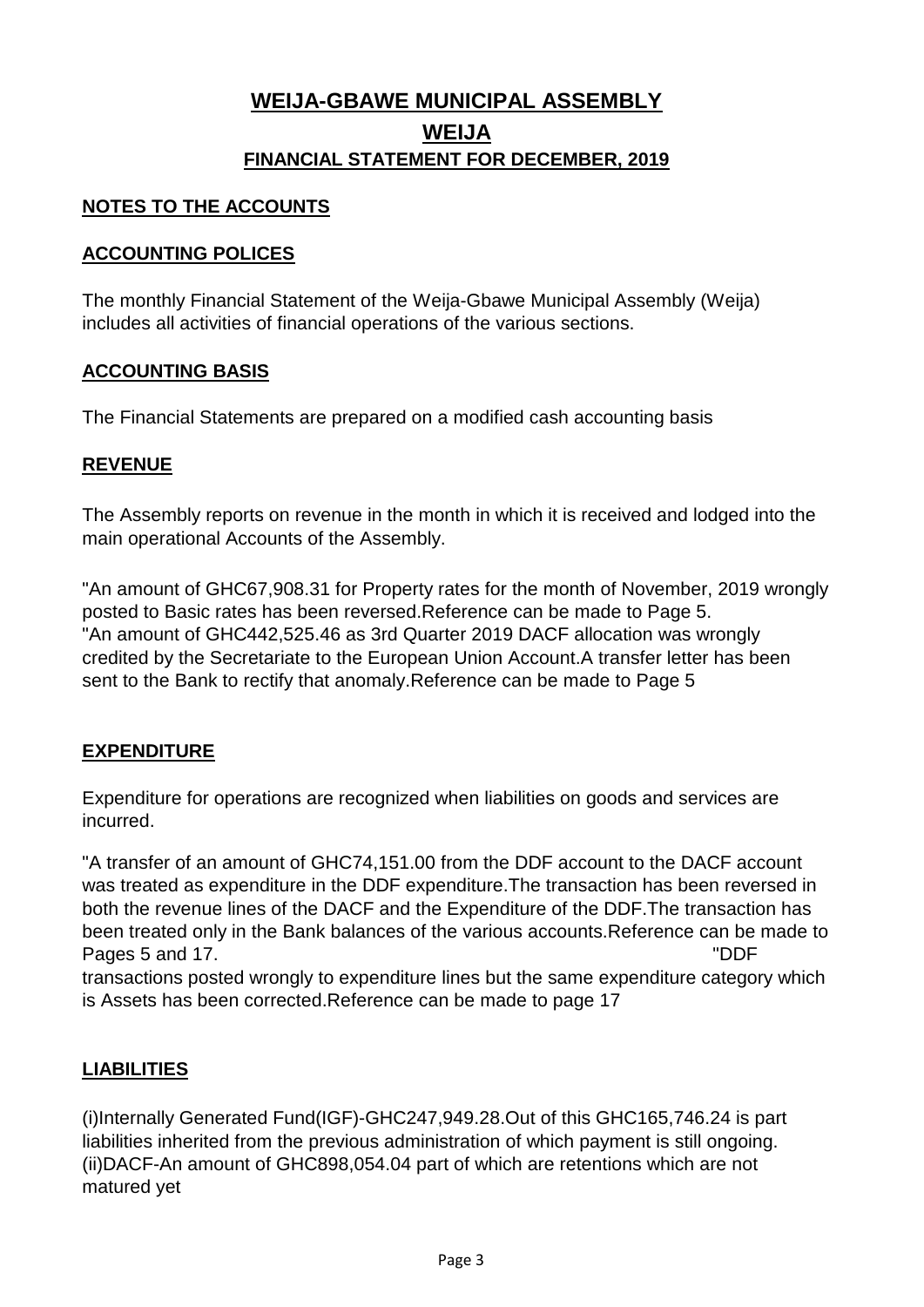# WEIJA-GBAWE MUNICIPAL ASSEMBLY

## WEIJA

### FINANCIAL STATEMENT FOR DECEMBER, 2019

**NOTES TO THE ACCOUNTS**

**ACCOUNTING POLICES**

The monthly Financial Statement of the Weija-Gbawe Municipal Assembly (Weija) includes all activities of financial operations of the various sections.

**ACCOUNTING BASIS**

The Financial Statements are prepared on a modified cash accounting basis

**REVENUE**

The Assembly reports on revenue in the month in which it is received and lodged into the main operational Accounts of the Assembly.

"An amount of GHC67,908.31 for Property rates for the month of November, 2019 wrongly posted to Basic rates has been reversed.Reference can be made to Page 5.
"An amount of GHC442,525.46 as 3rd Quarter 2019 DACF allocation was wrongly credited by the Secretariate to the European Union Account.A transfer letter has been sent to the Bank to rectify that anomaly.Reference can be made to Page 5

**EXPENDITURE**

Expenditure for operations are recognized when liabilities on goods and services are incurred.

"A transfer of an amount of GHC74,151.00 from the DDF account to the DACF account was treated as expenditure in the DDF expenditure.The transaction has been reversed in both the revenue lines of the DACF and the Expenditure of the DDF.The transaction has been treated only in the Bank balances of the various accounts.Reference can be made to Pages 5 and 17. "DDF transactions posted wrongly to expenditure lines but the same expenditure category which is Assets has been corrected.Reference can be made to page 17

**LIABILITIES**

(i)Internally Generated Fund(IGF)-GHC247,949.28.Out of this GHC165,746.24 is part liabilities inherited from the previous administration of which payment is still ongoing.
(ii)DACF-An amount of GHC898,054.04 part of which are retentions which are not matured yet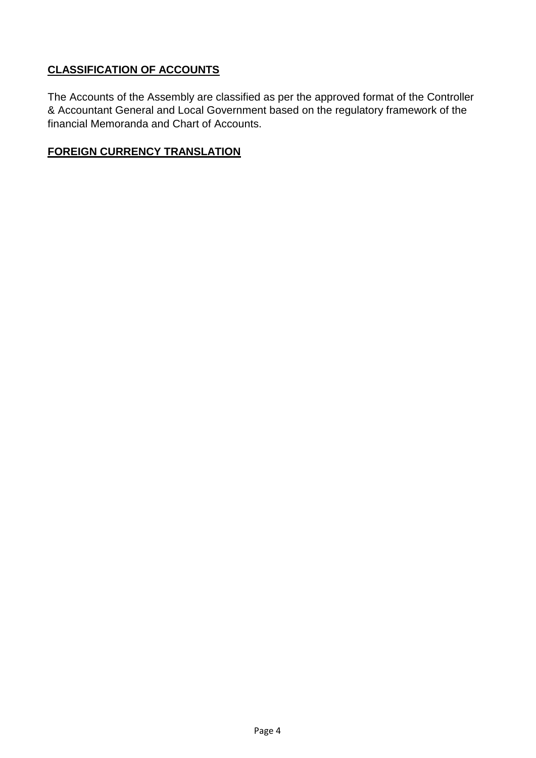## CLASSIFICATION OF ACCOUNTS

The Accounts of the Assembly are classified as per the approved format of the Controller & Accountant General and Local Government based on the regulatory framework of the financial Memoranda and Chart of Accounts.

## FOREIGN CURRENCY TRANSLATION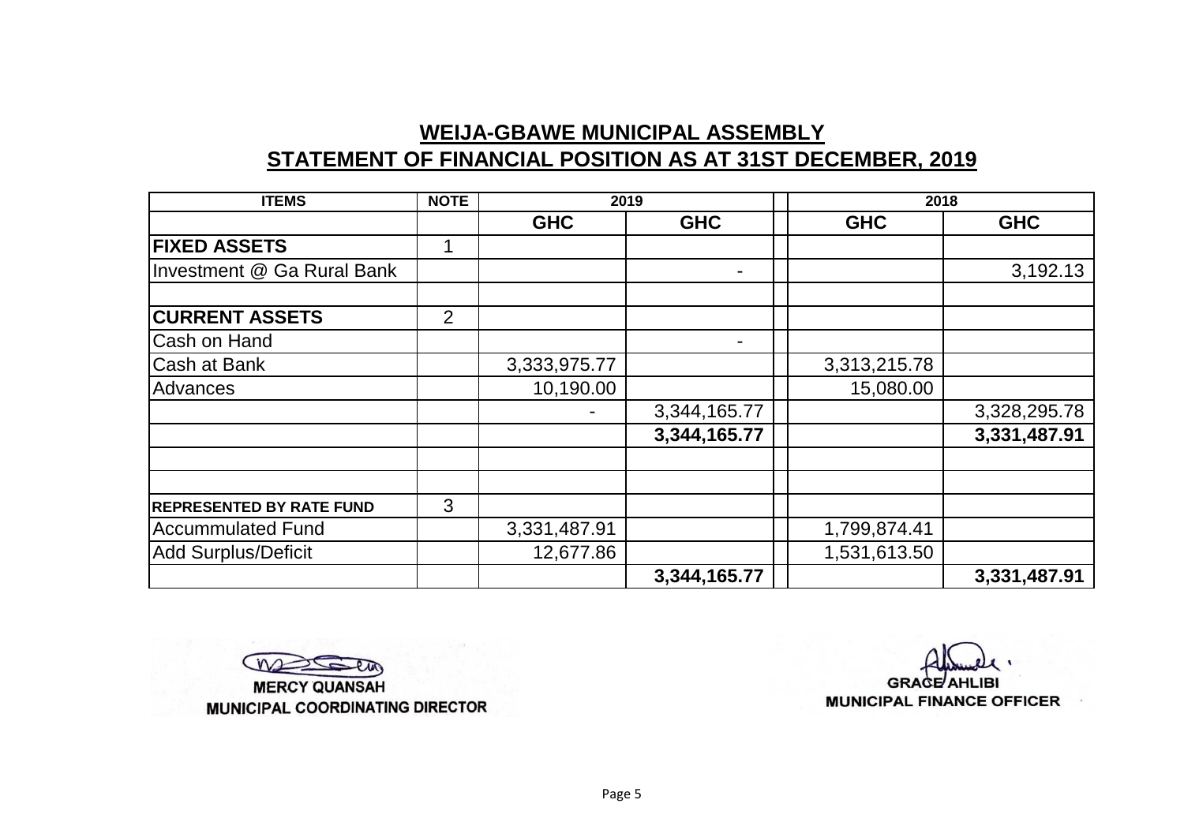# WEIJA-GBAWE MUNICIPAL ASSEMBLY

## STATEMENT OF FINANCIAL POSITION AS AT 31ST DECEMBER, 2019

| ITEMS | NOTE | 2019 | | | 2018 | |
|---|---|---|---|---|---|---|
| | | GHC | GHC | | GHC | GHC |
| **FIXED ASSETS** | 1 | | | | | |
| Investment @ Ga Rural Bank | | | - | | | 3,192.13 |
| | | | | | | |
| **CURRENT ASSETS** | 2 | | | | | |
| Cash on Hand | | | - | | | |
| Cash at Bank | | 3,333,975.77 | | | 3,313,215.78 | |
| Advances | | 10,190.00 | | | 15,080.00 | |
| | | - | 3,344,165.77 | | | 3,328,295.78 |
| | | | **3,344,165.77** | | | **3,331,487.91** |
| | | | | | | |
| | | | | | | |
| **REPRESENTED BY RATE FUND** | 3 | | | | | |
| Accummulated Fund | | 3,331,487.91 | | | 1,799,874.41 | |
| Add Surplus/Deficit | | 12,677.86 | | | 1,531,613.50 | |
| | | | **3,344,165.77** | | | **3,331,487.91** |

**MERCY QUANSAH**
**MUNICIPAL COORDINATING DIRECTOR**

**GRACE AHLIBI**
**MUNICIPAL FINANCE OFFICER**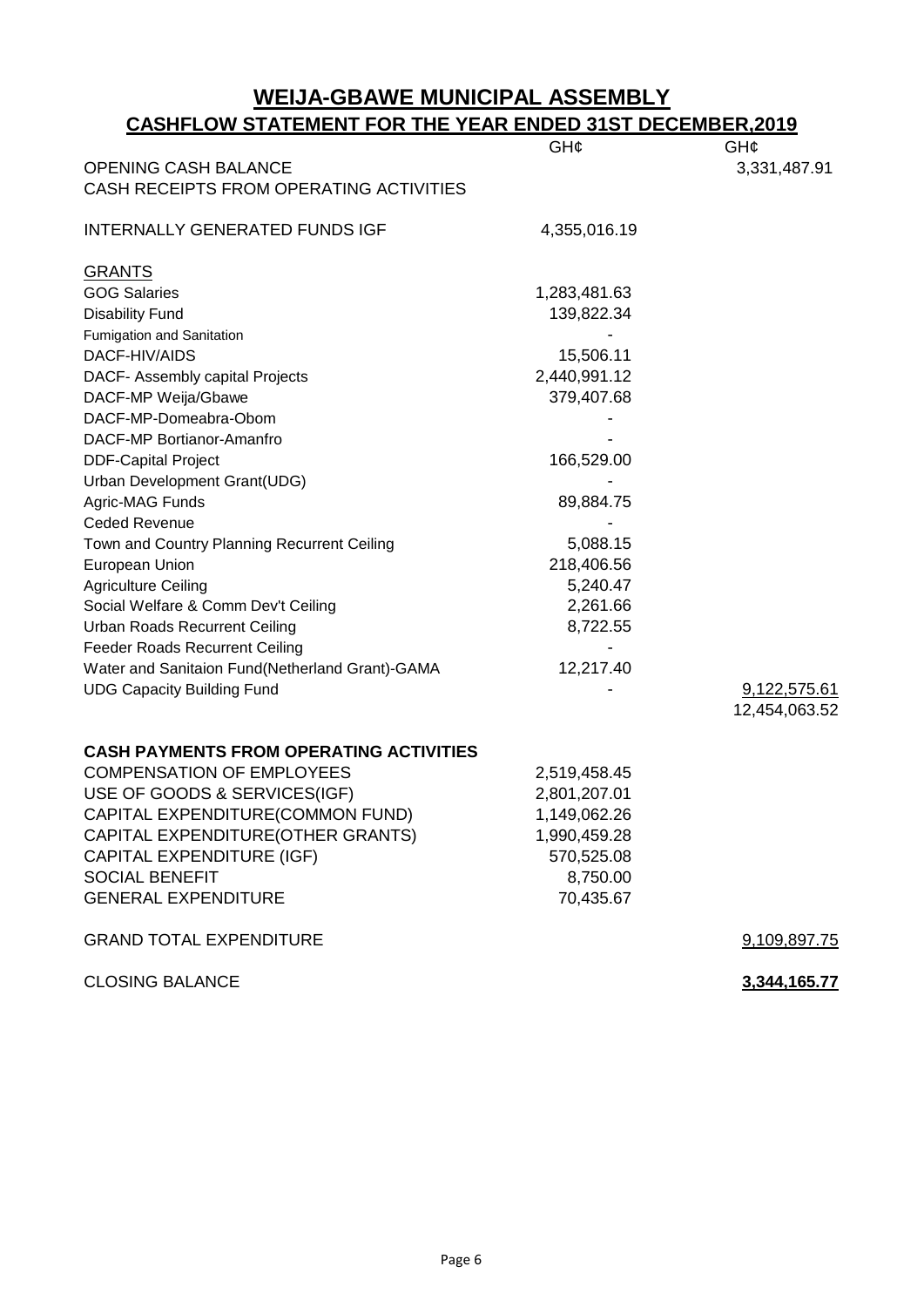# WEIJA-GBAWE MUNICIPAL ASSEMBLY

## CASHFLOW STATEMENT FOR THE YEAR ENDED 31ST DECEMBER,2019

| | GH¢ | GH¢ |
|---|---|---|
| OPENING CASH BALANCE | | 3,331,487.91 |
| CASH RECEIPTS FROM OPERATING ACTIVITIES | | |
| | | |
| INTERNALLY GENERATED FUNDS IGF | 4,355,016.19 | |
| | | |
| GRANTS | | |
| GOG Salaries | 1,283,481.63 | |
| Disability Fund | 139,822.34 | |
| Fumigation and Sanitation | - | |
| DACF-HIV/AIDS | 15,506.11 | |
| DACF- Assembly capital Projects | 2,440,991.12 | |
| DACF-MP Weija/Gbawe | 379,407.68 | |
| DACF-MP-Domeabra-Obom | - | |
| DACF-MP Bortianor-Amanfro | - | |
| DDF-Capital Project | 166,529.00 | |
| Urban Development Grant(UDG) | - | |
| Agric-MAG Funds | 89,884.75 | |
| Ceded Revenue | - | |
| Town and Country Planning Recurrent Ceiling | 5,088.15 | |
| European Union | 218,406.56 | |
| Agriculture Ceiling | 5,240.47 | |
| Social Welfare & Comm Dev't Ceiling | 2,261.66 | |
| Urban Roads Recurrent Ceiling | 8,722.55 | |
| Feeder Roads Recurrent Ceiling | - | |
| Water and Sanitaion Fund(Netherland Grant)-GAMA | 12,217.40 | |
| UDG Capacity Building Fund | - | 9,122,575.61 |
| | | 12,454,063.52 |
| | | |
| **CASH PAYMENTS FROM OPERATING ACTIVITIES** | | |
| COMPENSATION OF EMPLOYEES | 2,519,458.45 | |
| USE OF GOODS & SERVICES(IGF) | 2,801,207.01 | |
| CAPITAL EXPENDITURE(COMMON FUND) | 1,149,062.26 | |
| CAPITAL EXPENDITURE(OTHER GRANTS) | 1,990,459.28 | |
| CAPITAL EXPENDITURE (IGF) | 570,525.08 | |
| SOCIAL BENEFIT | 8,750.00 | |
| GENERAL EXPENDITURE | 70,435.67 | |
| | | |
| GRAND TOTAL EXPENDITURE | | 9,109,897.75 |
| | | |
| CLOSING BALANCE | | **3,344,165.77** |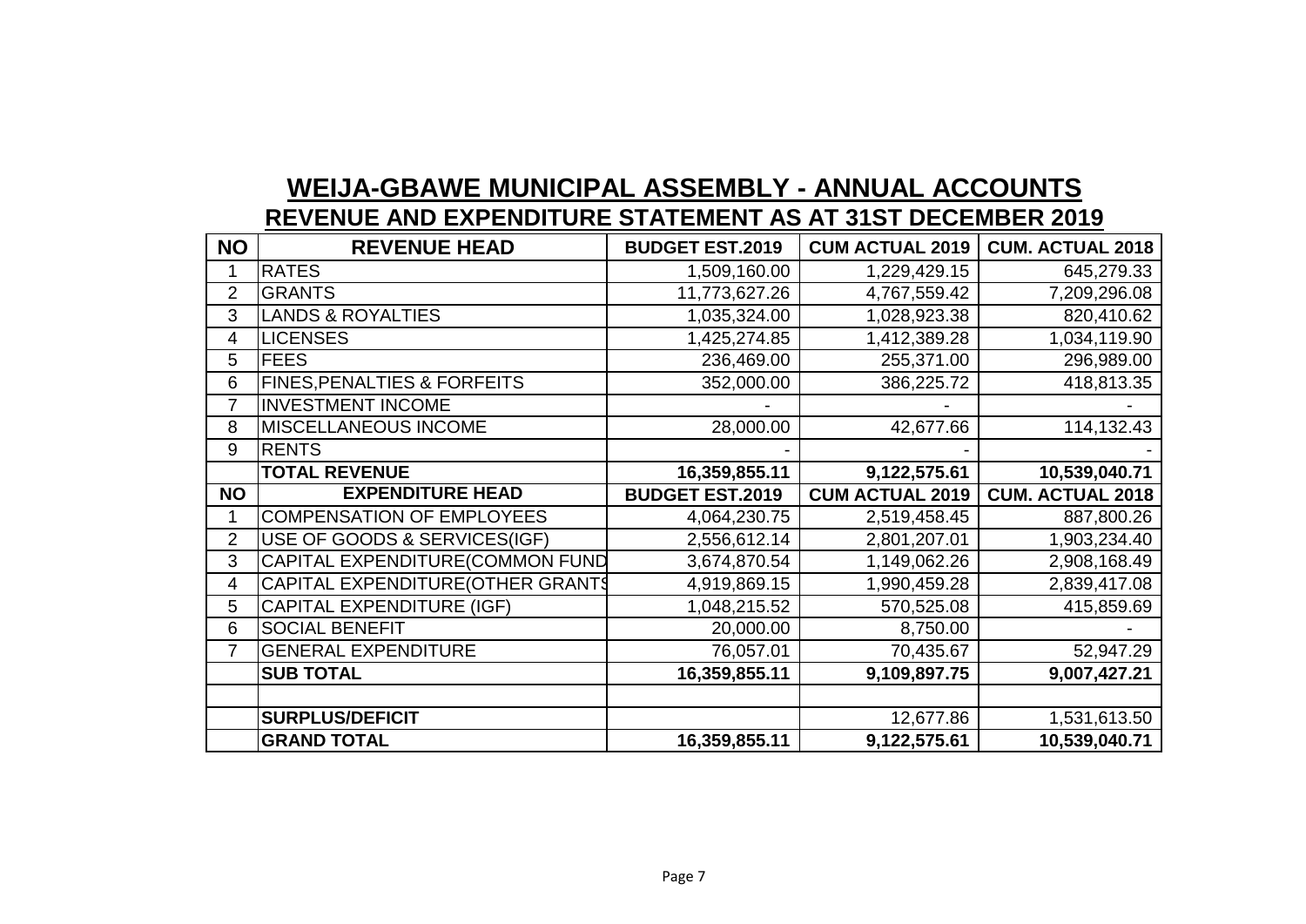# WEIJA-GBAWE MUNICIPAL ASSEMBLY - ANNUAL ACCOUNTS

## REVENUE AND EXPENDITURE STATEMENT AS AT 31ST DECEMBER 2019

| NO | REVENUE HEAD | BUDGET EST.2019 | CUM ACTUAL 2019 | CUM. ACTUAL 2018 |
|---|---|---|---|---|
| 1 | RATES | 1,509,160.00 | 1,229,429.15 | 645,279.33 |
| 2 | GRANTS | 11,773,627.26 | 4,767,559.42 | 7,209,296.08 |
| 3 | LANDS & ROYALTIES | 1,035,324.00 | 1,028,923.38 | 820,410.62 |
| 4 | LICENSES | 1,425,274.85 | 1,412,389.28 | 1,034,119.90 |
| 5 | FEES | 236,469.00 | 255,371.00 | 296,989.00 |
| 6 | FINES,PENALTIES & FORFEITS | 352,000.00 | 386,225.72 | 418,813.35 |
| 7 | INVESTMENT INCOME | - | - | - |
| 8 | MISCELLANEOUS INCOME | 28,000.00 | 42,677.66 | 114,132.43 |
| 9 | RENTS | - | - | - |
| | **TOTAL REVENUE** | **16,359,855.11** | **9,122,575.61** | **10,539,040.71** |
| **NO** | **EXPENDITURE HEAD** | **BUDGET EST.2019** | **CUM ACTUAL 2019** | **CUM. ACTUAL 2018** |
| 1 | COMPENSATION OF EMPLOYEES | 4,064,230.75 | 2,519,458.45 | 887,800.26 |
| 2 | USE OF GOODS & SERVICES(IGF) | 2,556,612.14 | 2,801,207.01 | 1,903,234.40 |
| 3 | CAPITAL EXPENDITURE(COMMON FUND | 3,674,870.54 | 1,149,062.26 | 2,908,168.49 |
| 4 | CAPITAL EXPENDITURE(OTHER GRANTS | 4,919,869.15 | 1,990,459.28 | 2,839,417.08 |
| 5 | CAPITAL EXPENDITURE (IGF) | 1,048,215.52 | 570,525.08 | 415,859.69 |
| 6 | SOCIAL BENEFIT | 20,000.00 | 8,750.00 | - |
| 7 | GENERAL EXPENDITURE | 76,057.01 | 70,435.67 | 52,947.29 |
| | **SUB TOTAL** | **16,359,855.11** | **9,109,897.75** | **9,007,427.21** |
| | | | | |
| | **SURPLUS/DEFICIT** | | 12,677.86 | 1,531,613.50 |
| | **GRAND TOTAL** | **16,359,855.11** | **9,122,575.61** | **10,539,040.71** |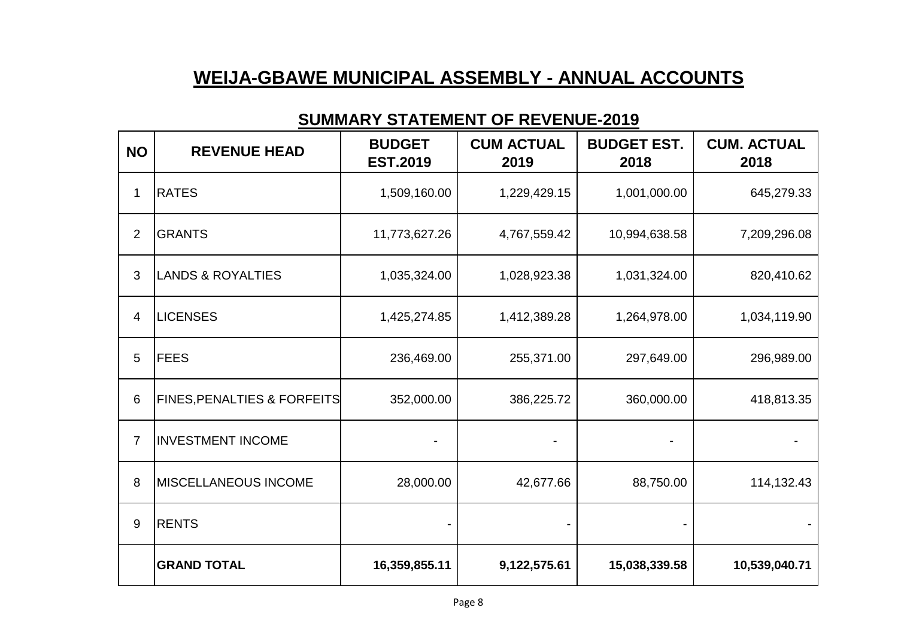# WEIJA-GBAWE MUNICIPAL ASSEMBLY - ANNUAL ACCOUNTS

## SUMMARY STATEMENT OF REVENUE-2019

| NO | REVENUE HEAD | BUDGET EST.2019 | CUM ACTUAL 2019 | BUDGET EST. 2018 | CUM. ACTUAL 2018 |
|---|---|---|---|---|---|
| 1 | RATES | 1,509,160.00 | 1,229,429.15 | 1,001,000.00 | 645,279.33 |
| 2 | GRANTS | 11,773,627.26 | 4,767,559.42 | 10,994,638.58 | 7,209,296.08 |
| 3 | LANDS & ROYALTIES | 1,035,324.00 | 1,028,923.38 | 1,031,324.00 | 820,410.62 |
| 4 | LICENSES | 1,425,274.85 | 1,412,389.28 | 1,264,978.00 | 1,034,119.90 |
| 5 | FEES | 236,469.00 | 255,371.00 | 297,649.00 | 296,989.00 |
| 6 | FINES,PENALTIES & FORFEITS | 352,000.00 | 386,225.72 | 360,000.00 | 418,813.35 |
| 7 | INVESTMENT INCOME | - | - | - | - |
| 8 | MISCELLANEOUS INCOME | 28,000.00 | 42,677.66 | 88,750.00 | 114,132.43 |
| 9 | RENTS | - | - | - | - |
| | **GRAND TOTAL** | **16,359,855.11** | **9,122,575.61** | **15,038,339.58** | **10,539,040.71** |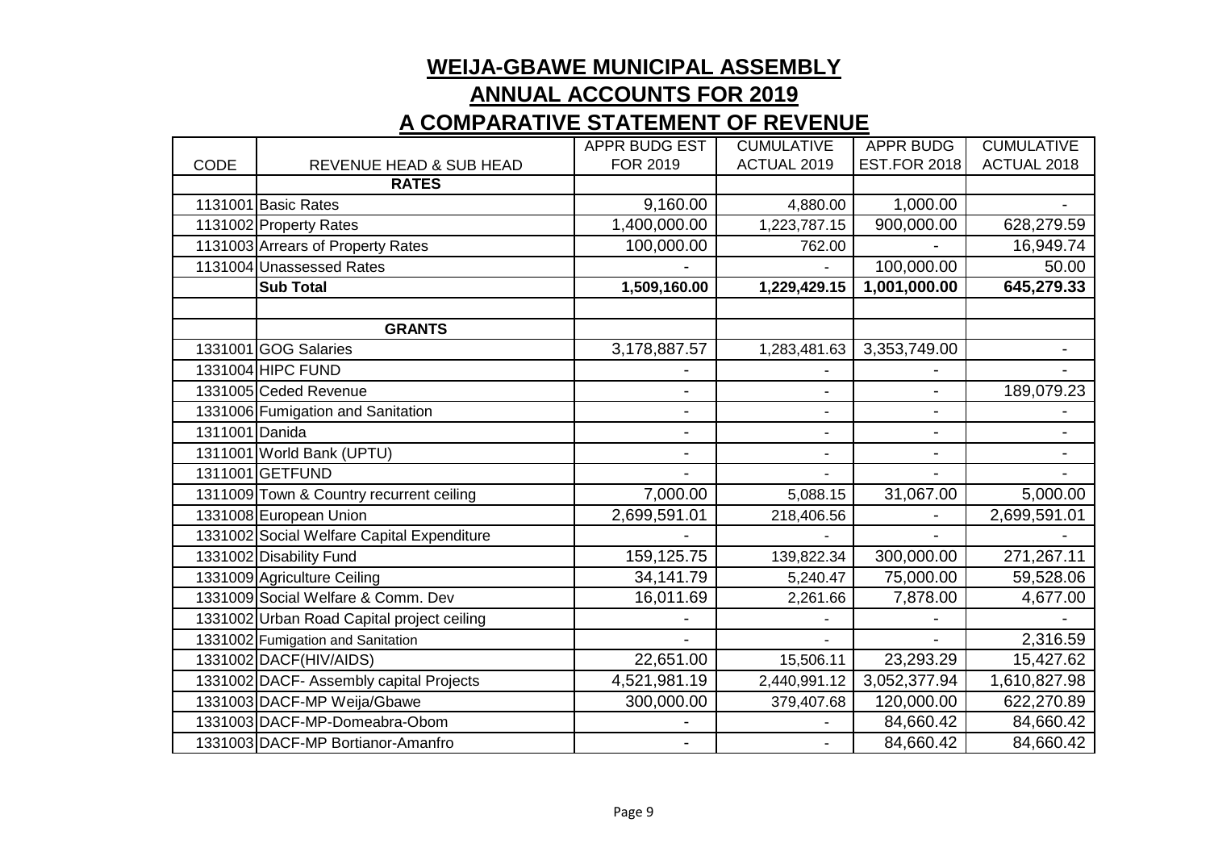## WEIJA-GBAWE MUNICIPAL ASSEMBLY

## ANNUAL ACCOUNTS FOR 2019

## A COMPARATIVE STATEMENT OF REVENUE

| CODE | REVENUE HEAD & SUB HEAD | APPR BUDG EST FOR 2019 | CUMULATIVE ACTUAL 2019 | APPR BUDG EST.FOR 2018 | CUMULATIVE ACTUAL 2018 |
|---|---|---|---|---|---|
| | **RATES** | | | | |
| 1131001 | Basic Rates | 9,160.00 | 4,880.00 | 1,000.00 | - |
| 1131002 | Property Rates | 1,400,000.00 | 1,223,787.15 | 900,000.00 | 628,279.59 |
| 1131003 | Arrears of Property Rates | 100,000.00 | 762.00 | - | 16,949.74 |
| 1131004 | Unassessed Rates | - | - | 100,000.00 | 50.00 |
| | **Sub Total** | **1,509,160.00** | **1,229,429.15** | **1,001,000.00** | **645,279.33** |
| | | | | | |
| | **GRANTS** | | | | |
| 1331001 | GOG Salaries | 3,178,887.57 | 1,283,481.63 | 3,353,749.00 | - |
| 1331004 | HIPC FUND | - | - | - | - |
| 1331005 | Ceded Revenue | - | - | - | 189,079.23 |
| 1331006 | Fumigation and Sanitation | - | - | - | - |
| 1311001 | Danida | - | - | - | - |
| 1311001 | World Bank (UPTU) | - | - | - | - |
| 1311001 | GETFUND | - | - | - | - |
| 1311009 | Town & Country recurrent ceiling | 7,000.00 | 5,088.15 | 31,067.00 | 5,000.00 |
| 1331008 | European Union | 2,699,591.01 | 218,406.56 | - | 2,699,591.01 |
| 1331002 | Social Welfare Capital Expenditure | - | - | - | - |
| 1331002 | Disability Fund | 159,125.75 | 139,822.34 | 300,000.00 | 271,267.11 |
| 1331009 | Agriculture Ceiling | 34,141.79 | 5,240.47 | 75,000.00 | 59,528.06 |
| 1331009 | Social Welfare & Comm. Dev | 16,011.69 | 2,261.66 | 7,878.00 | 4,677.00 |
| 1331002 | Urban Road Capital project ceiling | - | - | - | - |
| 1331002 | Fumigation and Sanitation | - | - | - | 2,316.59 |
| 1331002 | DACF(HIV/AIDS) | 22,651.00 | 15,506.11 | 23,293.29 | 15,427.62 |
| 1331002 | DACF- Assembly capital Projects | 4,521,981.19 | 2,440,991.12 | 3,052,377.94 | 1,610,827.98 |
| 1331003 | DACF-MP Weija/Gbawe | 300,000.00 | 379,407.68 | 120,000.00 | 622,270.89 |
| 1331003 | DACF-MP-Domeabra-Obom | - | - | 84,660.42 | 84,660.42 |
| 1331003 | DACF-MP Bortianor-Amanfro | - | - | 84,660.42 | 84,660.42 |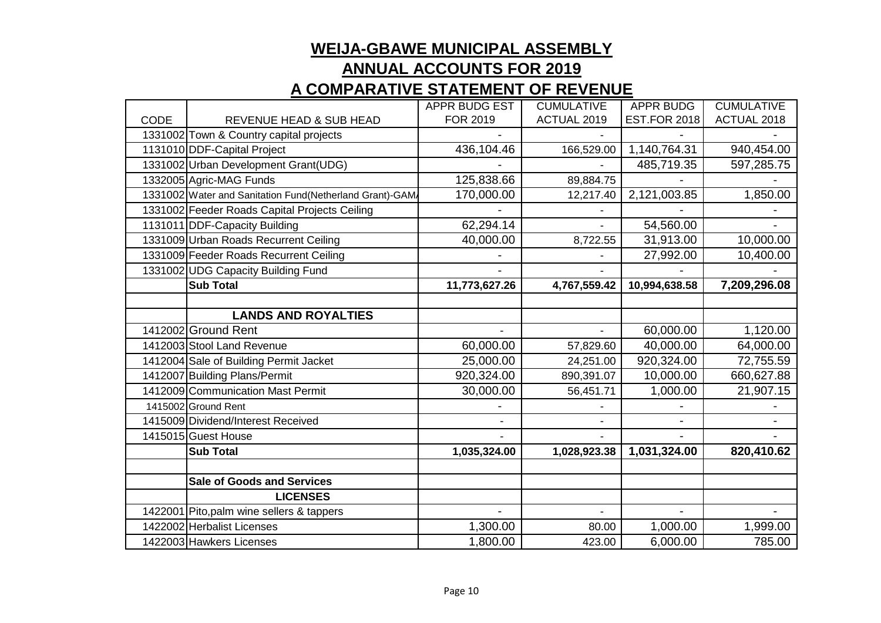# WEIJA-GBAWE MUNICIPAL ASSEMBLY

## ANNUAL ACCOUNTS FOR 2019

## A COMPARATIVE STATEMENT OF REVENUE

| CODE | REVENUE HEAD & SUB HEAD | APPR BUDG EST FOR 2019 | CUMULATIVE ACTUAL 2019 | APPR BUDG EST.FOR 2018 | CUMULATIVE ACTUAL 2018 |
|---|---|---|---|---|---|
| 1331002 | Town & Country capital projects | - | - | - | - |
| 1131010 | DDF-Capital Project | 436,104.46 | 166,529.00 | 1,140,764.31 | 940,454.00 |
| 1331002 | Urban Development Grant(UDG) | - | - | 485,719.35 | 597,285.75 |
| 1332005 | Agric-MAG Funds | 125,838.66 | 89,884.75 | - | - |
| 1331002 | Water and Sanitation Fund(Netherland Grant)-GAM/ | 170,000.00 | 12,217.40 | 2,121,003.85 | 1,850.00 |
| 1331002 | Feeder Roads Capital Projects Ceiling | - | - | - | - |
| 1131011 | DDF-Capacity Building | 62,294.14 | - | 54,560.00 | - |
| 1331009 | Urban Roads Recurrent Ceiling | 40,000.00 | 8,722.55 | 31,913.00 | 10,000.00 |
| 1331009 | Feeder Roads Recurrent Ceiling | - | - | 27,992.00 | 10,400.00 |
| 1331002 | UDG Capacity Building Fund | - | - | - | - |
| | **Sub Total** | **11,773,627.26** | **4,767,559.42** | **10,994,638.58** | **7,209,296.08** |
| | | | | | |
| | **LANDS AND ROYALTIES** | | | | |
| 1412002 | Ground Rent | - | - | 60,000.00 | 1,120.00 |
| 1412003 | Stool Land Revenue | 60,000.00 | 57,829.60 | 40,000.00 | 64,000.00 |
| 1412004 | Sale of Building Permit Jacket | 25,000.00 | 24,251.00 | 920,324.00 | 72,755.59 |
| 1412007 | Building Plans/Permit | 920,324.00 | 890,391.07 | 10,000.00 | 660,627.88 |
| 1412009 | Communication Mast Permit | 30,000.00 | 56,451.71 | 1,000.00 | 21,907.15 |
| 1415002 | Ground Rent | - | - | - | - |
| 1415009 | Dividend/Interest Received | - | - | - | - |
| 1415015 | Guest House | - | - | - | - |
| | **Sub Total** | **1,035,324.00** | **1,028,923.38** | **1,031,324.00** | **820,410.62** |
| | | | | | |
| | **Sale of Goods and Services** | | | | |
| | **LICENSES** | | | | |
| 1422001 | Pito,palm wine sellers & tappers | - | - | - | - |
| 1422002 | Herbalist Licenses | 1,300.00 | 80.00 | 1,000.00 | 1,999.00 |
| 1422003 | Hawkers Licenses | 1,800.00 | 423.00 | 6,000.00 | 785.00 |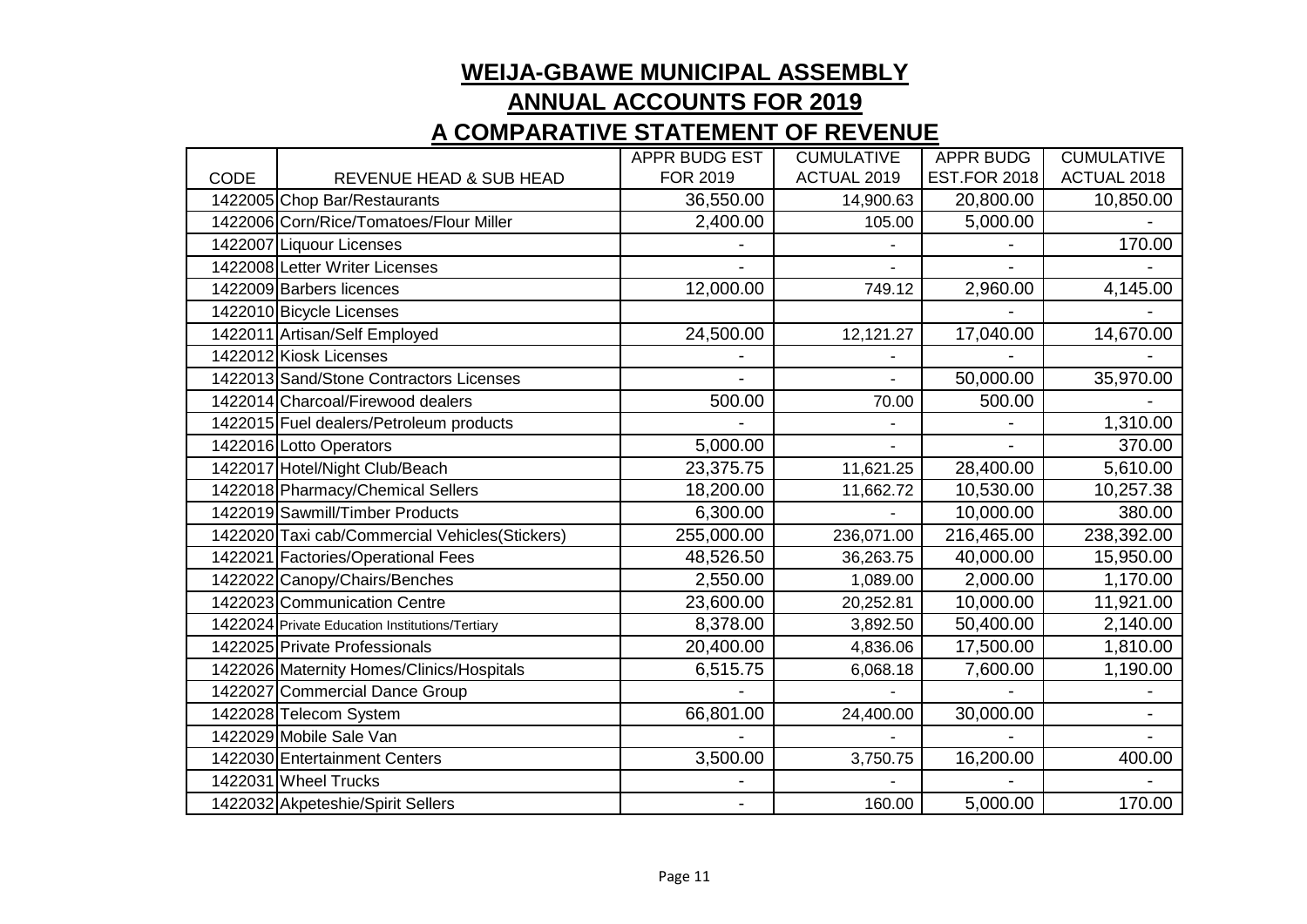# WEIJA-GBAWE MUNICIPAL ASSEMBLY

## ANNUAL ACCOUNTS FOR 2019

## A COMPARATIVE STATEMENT OF REVENUE

| CODE | REVENUE HEAD & SUB HEAD | APPR BUDG EST FOR 2019 | CUMULATIVE ACTUAL 2019 | APPR BUDG EST.FOR 2018 | CUMULATIVE ACTUAL 2018 |
|---|---|---|---|---|---|
| 1422005 | Chop Bar/Restaurants | 36,550.00 | 14,900.63 | 20,800.00 | 10,850.00 |
| 1422006 | Corn/Rice/Tomatoes/Flour Miller | 2,400.00 | 105.00 | 5,000.00 | - |
| 1422007 | Liquour Licenses | - | - | - | 170.00 |
| 1422008 | Letter Writer Licenses | - | - | - | - |
| 1422009 | Barbers licences | 12,000.00 | 749.12 | 2,960.00 | 4,145.00 |
| 1422010 | Bicycle Licenses | | | - | - |
| 1422011 | Artisan/Self Employed | 24,500.00 | 12,121.27 | 17,040.00 | 14,670.00 |
| 1422012 | Kiosk Licenses | - | - | - | - |
| 1422013 | Sand/Stone Contractors Licenses | - | - | 50,000.00 | 35,970.00 |
| 1422014 | Charcoal/Firewood dealers | 500.00 | 70.00 | 500.00 | - |
| 1422015 | Fuel dealers/Petroleum products | - | - | - | 1,310.00 |
| 1422016 | Lotto Operators | 5,000.00 | - | - | 370.00 |
| 1422017 | Hotel/Night Club/Beach | 23,375.75 | 11,621.25 | 28,400.00 | 5,610.00 |
| 1422018 | Pharmacy/Chemical Sellers | 18,200.00 | 11,662.72 | 10,530.00 | 10,257.38 |
| 1422019 | Sawmill/Timber Products | 6,300.00 | - | 10,000.00 | 380.00 |
| 1422020 | Taxi cab/Commercial Vehicles(Stickers) | 255,000.00 | 236,071.00 | 216,465.00 | 238,392.00 |
| 1422021 | Factories/Operational Fees | 48,526.50 | 36,263.75 | 40,000.00 | 15,950.00 |
| 1422022 | Canopy/Chairs/Benches | 2,550.00 | 1,089.00 | 2,000.00 | 1,170.00 |
| 1422023 | Communication Centre | 23,600.00 | 20,252.81 | 10,000.00 | 11,921.00 |
| 1422024 | Private Education Institutions/Tertiary | 8,378.00 | 3,892.50 | 50,400.00 | 2,140.00 |
| 1422025 | Private Professionals | 20,400.00 | 4,836.06 | 17,500.00 | 1,810.00 |
| 1422026 | Maternity Homes/Clinics/Hospitals | 6,515.75 | 6,068.18 | 7,600.00 | 1,190.00 |
| 1422027 | Commercial Dance Group | - | - | - | - |
| 1422028 | Telecom System | 66,801.00 | 24,400.00 | 30,000.00 | - |
| 1422029 | Mobile Sale Van | - | - | - | - |
| 1422030 | Entertainment Centers | 3,500.00 | 3,750.75 | 16,200.00 | 400.00 |
| 1422031 | Wheel Trucks | - | - | - | - |
| 1422032 | Akpeteshie/Spirit Sellers | - | 160.00 | 5,000.00 | 170.00 |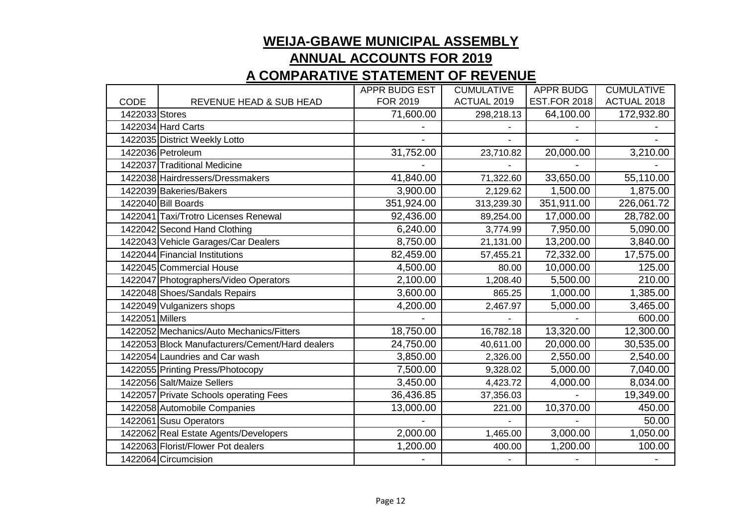# WEIJA-GBAWE MUNICIPAL ASSEMBLY

## ANNUAL ACCOUNTS FOR 2019

## A COMPARATIVE STATEMENT OF REVENUE

| CODE | REVENUE HEAD & SUB HEAD | APPR BUDG EST FOR 2019 | CUMULATIVE ACTUAL 2019 | APPR BUDG EST.FOR 2018 | CUMULATIVE ACTUAL 2018 |
|---|---|---|---|---|---|
| 1422033 | Stores | 71,600.00 | 298,218.13 | 64,100.00 | 172,932.80 |
| 1422034 | Hard Carts | - | - | - | - |
| 1422035 | District Weekly Lotto | - | - | - | - |
| 1422036 | Petroleum | 31,752.00 | 23,710.82 | 20,000.00 | 3,210.00 |
| 1422037 | Traditional Medicine | - | - | - | - |
| 1422038 | Hairdressers/Dressmakers | 41,840.00 | 71,322.60 | 33,650.00 | 55,110.00 |
| 1422039 | Bakeries/Bakers | 3,900.00 | 2,129.62 | 1,500.00 | 1,875.00 |
| 1422040 | Bill Boards | 351,924.00 | 313,239.30 | 351,911.00 | 226,061.72 |
| 1422041 | Taxi/Trotro Licenses Renewal | 92,436.00 | 89,254.00 | 17,000.00 | 28,782.00 |
| 1422042 | Second Hand Clothing | 6,240.00 | 3,774.99 | 7,950.00 | 5,090.00 |
| 1422043 | Vehicle Garages/Car Dealers | 8,750.00 | 21,131.00 | 13,200.00 | 3,840.00 |
| 1422044 | Financial Institutions | 82,459.00 | 57,455.21 | 72,332.00 | 17,575.00 |
| 1422045 | Commercial House | 4,500.00 | 80.00 | 10,000.00 | 125.00 |
| 1422047 | Photographers/Video Operators | 2,100.00 | 1,208.40 | 5,500.00 | 210.00 |
| 1422048 | Shoes/Sandals Repairs | 3,600.00 | 865.25 | 1,000.00 | 1,385.00 |
| 1422049 | Vulganizers shops | 4,200.00 | 2,467.97 | 5,000.00 | 3,465.00 |
| 1422051 | Millers | - | - | - | 600.00 |
| 1422052 | Mechanics/Auto Mechanics/Fitters | 18,750.00 | 16,782.18 | 13,320.00 | 12,300.00 |
| 1422053 | Block Manufacturers/Cement/Hard dealers | 24,750.00 | 40,611.00 | 20,000.00 | 30,535.00 |
| 1422054 | Laundries and Car wash | 3,850.00 | 2,326.00 | 2,550.00 | 2,540.00 |
| 1422055 | Printing Press/Photocopy | 7,500.00 | 9,328.02 | 5,000.00 | 7,040.00 |
| 1422056 | Salt/Maize Sellers | 3,450.00 | 4,423.72 | 4,000.00 | 8,034.00 |
| 1422057 | Private Schools operating Fees | 36,436.85 | 37,356.03 | - | 19,349.00 |
| 1422058 | Automobile Companies | 13,000.00 | 221.00 | 10,370.00 | 450.00 |
| 1422061 | Susu Operators | - | - | - | 50.00 |
| 1422062 | Real Estate Agents/Developers | 2,000.00 | 1,465.00 | 3,000.00 | 1,050.00 |
| 1422063 | Florist/Flower Pot dealers | 1,200.00 | 400.00 | 1,200.00 | 100.00 |
| 1422064 | Circumcision | - | - | - | - |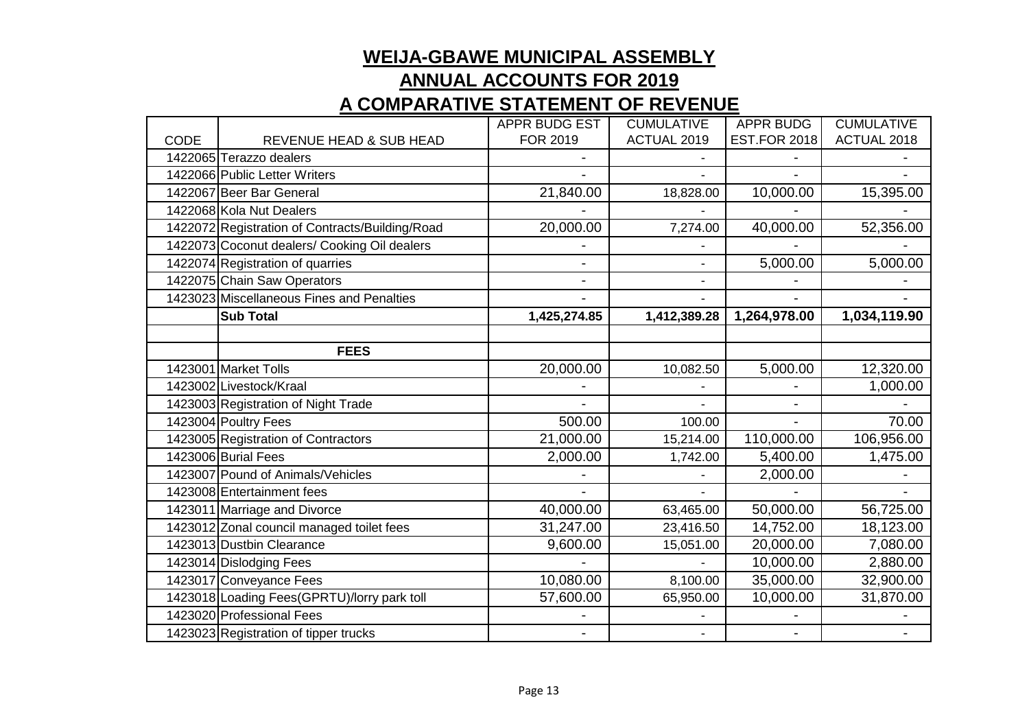# WEIJA-GBAWE MUNICIPAL ASSEMBLY

## ANNUAL ACCOUNTS FOR 2019

## A COMPARATIVE STATEMENT OF REVENUE

| CODE | REVENUE HEAD & SUB HEAD | APPR BUDG EST FOR 2019 | CUMULATIVE ACTUAL 2019 | APPR BUDG EST.FOR 2018 | CUMULATIVE ACTUAL 2018 |
|---|---|---|---|---|---|
| 1422065 | Terazzo dealers | - | - | - | - |
| 1422066 | Public Letter Writers | - | - | - | - |
| 1422067 | Beer Bar General | 21,840.00 | 18,828.00 | 10,000.00 | 15,395.00 |
| 1422068 | Kola Nut Dealers | - | - | - | - |
| 1422072 | Registration of Contracts/Building/Road | 20,000.00 | 7,274.00 | 40,000.00 | 52,356.00 |
| 1422073 | Coconut dealers/ Cooking Oil dealers | - | - | - | - |
| 1422074 | Registration of quarries | - | - | 5,000.00 | 5,000.00 |
| 1422075 | Chain Saw Operators | - | - | - | - |
| 1423023 | Miscellaneous Fines and Penalties | - | - | - | - |
| | **Sub Total** | **1,425,274.85** | **1,412,389.28** | **1,264,978.00** | **1,034,119.90** |
| | | | | | |
| | **FEES** | | | | |
| 1423001 | Market Tolls | 20,000.00 | 10,082.50 | 5,000.00 | 12,320.00 |
| 1423002 | Livestock/Kraal | - | - | - | 1,000.00 |
| 1423003 | Registration of Night Trade | - | - | - | - |
| 1423004 | Poultry Fees | 500.00 | 100.00 | - | 70.00 |
| 1423005 | Registration of Contractors | 21,000.00 | 15,214.00 | 110,000.00 | 106,956.00 |
| 1423006 | Burial Fees | 2,000.00 | 1,742.00 | 5,400.00 | 1,475.00 |
| 1423007 | Pound of Animals/Vehicles | - | - | 2,000.00 | - |
| 1423008 | Entertainment fees | - | - | - | - |
| 1423011 | Marriage and Divorce | 40,000.00 | 63,465.00 | 50,000.00 | 56,725.00 |
| 1423012 | Zonal council managed toilet fees | 31,247.00 | 23,416.50 | 14,752.00 | 18,123.00 |
| 1423013 | Dustbin Clearance | 9,600.00 | 15,051.00 | 20,000.00 | 7,080.00 |
| 1423014 | Dislodging Fees | - | - | 10,000.00 | 2,880.00 |
| 1423017 | Conveyance Fees | 10,080.00 | 8,100.00 | 35,000.00 | 32,900.00 |
| 1423018 | Loading Fees(GPRTU)/lorry park toll | 57,600.00 | 65,950.00 | 10,000.00 | 31,870.00 |
| 1423020 | Professional Fees | - | - | - | - |
| 1423023 | Registration of tipper trucks | - | - | - | - |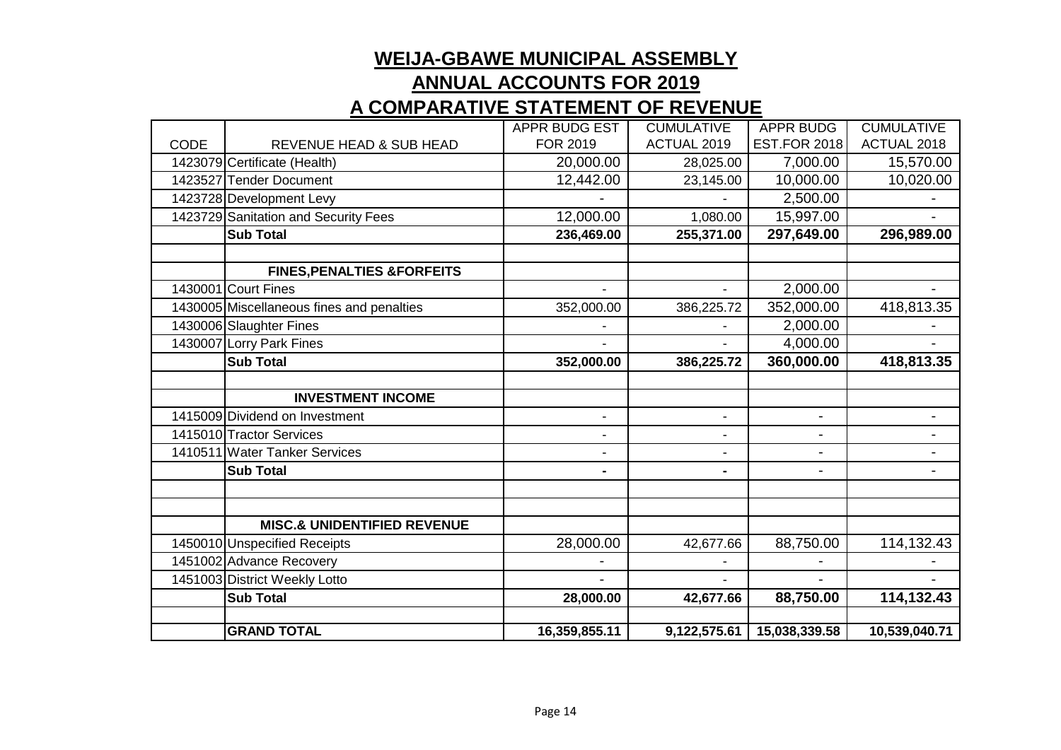# WEIJA-GBAWE MUNICIPAL ASSEMBLY

## ANNUAL ACCOUNTS FOR 2019

## A COMPARATIVE STATEMENT OF REVENUE

| CODE | REVENUE HEAD & SUB HEAD | APPR BUDG EST FOR 2019 | CUMULATIVE ACTUAL 2019 | APPR BUDG EST.FOR 2018 | CUMULATIVE ACTUAL 2018 |
|---|---|---|---|---|---|
| 1423079 | Certificate (Health) | 20,000.00 | 28,025.00 | 7,000.00 | 15,570.00 |
| 1423527 | Tender Document | 12,442.00 | 23,145.00 | 10,000.00 | 10,020.00 |
| 1423728 | Development Levy | - | - | 2,500.00 | - |
| 1423729 | Sanitation and Security Fees | 12,000.00 | 1,080.00 | 15,997.00 | - |
| | **Sub Total** | **236,469.00** | **255,371.00** | **297,649.00** | **296,989.00** |
| | | | | | |
| | **FINES,PENALTIES &FORFEITS** | | | | |
| 1430001 | Court Fines | - | - | 2,000.00 | - |
| 1430005 | Miscellaneous fines and penalties | 352,000.00 | 386,225.72 | 352,000.00 | 418,813.35 |
| 1430006 | Slaughter Fines | - | - | 2,000.00 | - |
| 1430007 | Lorry Park Fines | - | - | 4,000.00 | - |
| | **Sub Total** | **352,000.00** | **386,225.72** | **360,000.00** | **418,813.35** |
| | | | | | |
| | **INVESTMENT INCOME** | | | | |
| 1415009 | Dividend on Investment | - | - | - | - |
| 1415010 | Tractor Services | - | - | - | - |
| 1410511 | Water Tanker Services | - | - | - | - |
| | **Sub Total** | **-** | **-** | - | - |
| | | | | | |
| | | | | | |
| | **MISC.& UNIDENTIFIED REVENUE** | | | | |
| 1450010 | Unspecified Receipts | 28,000.00 | 42,677.66 | 88,750.00 | 114,132.43 |
| 1451002 | Advance Recovery | - | - | - | - |
| 1451003 | District Weekly Lotto | - | - | - | - |
| | **Sub Total** | **28,000.00** | **42,677.66** | **88,750.00** | **114,132.43** |
| | | | | | |
| | **GRAND TOTAL** | **16,359,855.11** | **9,122,575.61** | **15,038,339.58** | **10,539,040.71** |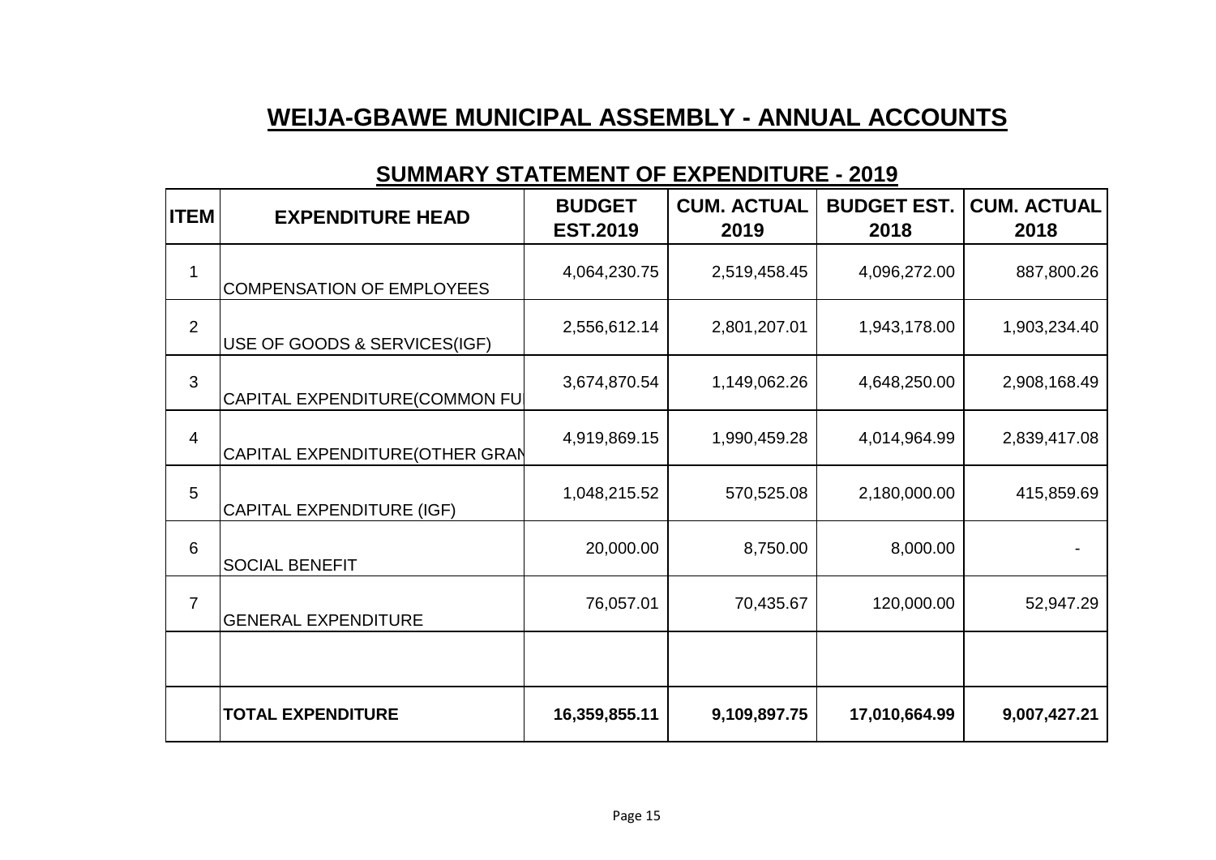# WEIJA-GBAWE MUNICIPAL ASSEMBLY - ANNUAL ACCOUNTS

## SUMMARY STATEMENT OF EXPENDITURE - 2019

| ITEM | EXPENDITURE HEAD | BUDGET EST.2019 | CUM. ACTUAL 2019 | BUDGET EST. 2018 | CUM. ACTUAL 2018 |
|---|---|---|---|---|---|
| 1 | COMPENSATION OF EMPLOYEES | 4,064,230.75 | 2,519,458.45 | 4,096,272.00 | 887,800.26 |
| 2 | USE OF GOODS & SERVICES(IGF) | 2,556,612.14 | 2,801,207.01 | 1,943,178.00 | 1,903,234.40 |
| 3 | CAPITAL EXPENDITURE(COMMON FU | 3,674,870.54 | 1,149,062.26 | 4,648,250.00 | 2,908,168.49 |
| 4 | CAPITAL EXPENDITURE(OTHER GRAN | 4,919,869.15 | 1,990,459.28 | 4,014,964.99 | 2,839,417.08 |
| 5 | CAPITAL EXPENDITURE (IGF) | 1,048,215.52 | 570,525.08 | 2,180,000.00 | 415,859.69 |
| 6 | SOCIAL BENEFIT | 20,000.00 | 8,750.00 | 8,000.00 | - |
| 7 | GENERAL EXPENDITURE | 76,057.01 | 70,435.67 | 120,000.00 | 52,947.29 |
| | | | | | |
| | **TOTAL EXPENDITURE** | **16,359,855.11** | **9,109,897.75** | **17,010,664.99** | **9,007,427.21** |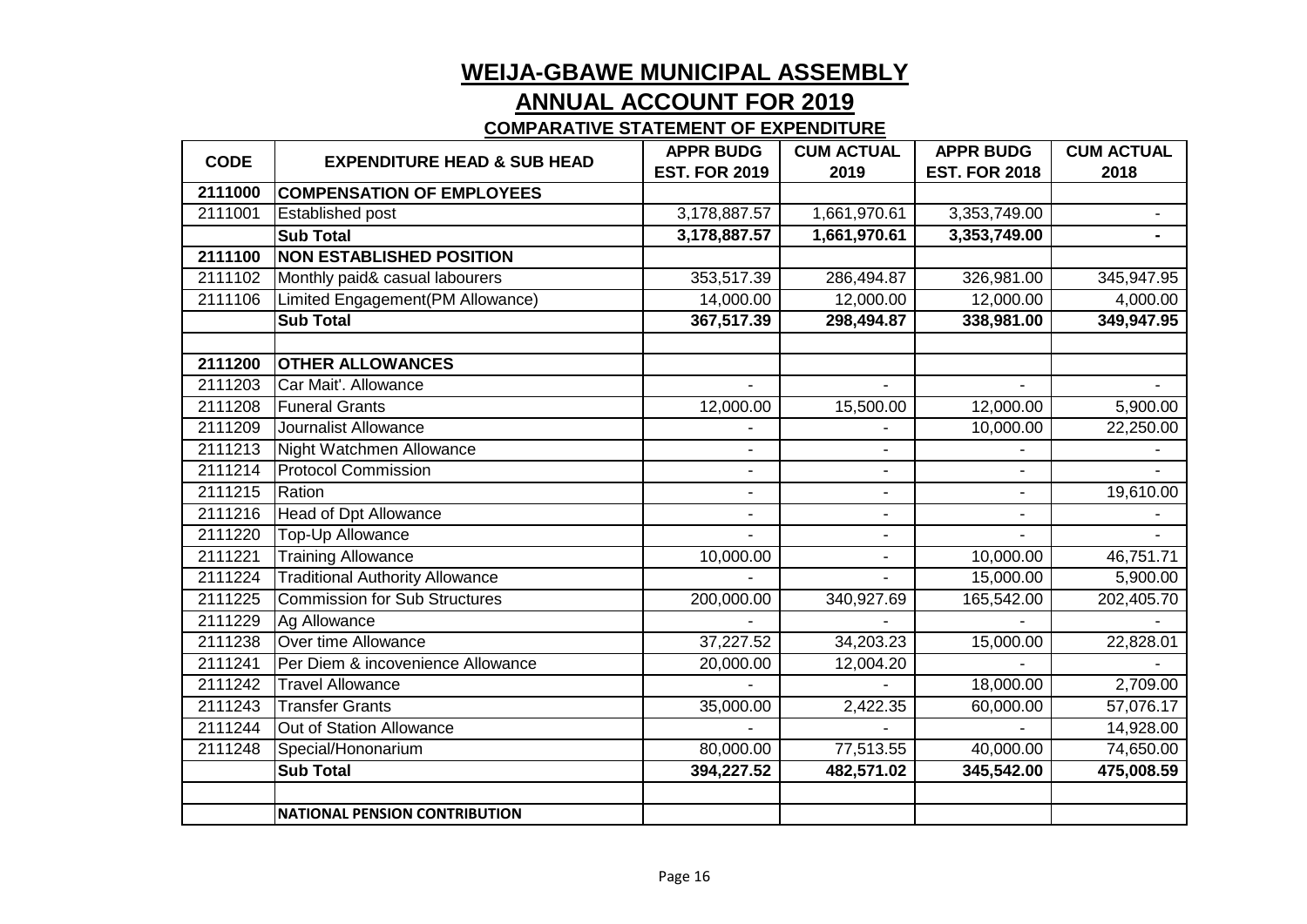# WEIJA-GBAWE MUNICIPAL ASSEMBLY

## ANNUAL ACCOUNT FOR 2019

### COMPARATIVE STATEMENT OF EXPENDITURE

| CODE | EXPENDITURE HEAD & SUB HEAD | APPR BUDG EST. FOR 2019 | CUM ACTUAL 2019 | APPR BUDG EST. FOR 2018 | CUM ACTUAL 2018 |
|---|---|---|---|---|---|
| **2111000** | **COMPENSATION OF EMPLOYEES** | | | | |
| 2111001 | Established post | 3,178,887.57 | 1,661,970.61 | 3,353,749.00 | - |
| | **Sub Total** | **3,178,887.57** | **1,661,970.61** | **3,353,749.00** | **-** |
| **2111100** | **NON ESTABLISHED POSITION** | | | | |
| 2111102 | Monthly paid& casual labourers | 353,517.39 | 286,494.87 | 326,981.00 | 345,947.95 |
| 2111106 | Limited Engagement(PM Allowance) | 14,000.00 | 12,000.00 | 12,000.00 | 4,000.00 |
| | **Sub Total** | **367,517.39** | **298,494.87** | **338,981.00** | **349,947.95** |
| | | | | | |
| **2111200** | **OTHER ALLOWANCES** | | | | |
| 2111203 | Car Mait'. Allowance | - | - | - | - |
| 2111208 | Funeral Grants | 12,000.00 | 15,500.00 | 12,000.00 | 5,900.00 |
| 2111209 | Journalist Allowance | - | - | 10,000.00 | 22,250.00 |
| 2111213 | Night Watchmen Allowance | - | - | - | - |
| 2111214 | Protocol Commission | - | - | - | - |
| 2111215 | Ration | - | - | - | 19,610.00 |
| 2111216 | Head of Dpt Allowance | - | - | - | - |
| 2111220 | Top-Up Allowance | - | - | - | - |
| 2111221 | Training Allowance | 10,000.00 | - | 10,000.00 | 46,751.71 |
| 2111224 | Traditional Authority Allowance | - | - | 15,000.00 | 5,900.00 |
| 2111225 | Commission for Sub Structures | 200,000.00 | 340,927.69 | 165,542.00 | 202,405.70 |
| 2111229 | Ag Allowance | - | - | - | - |
| 2111238 | Over time Allowance | 37,227.52 | 34,203.23 | 15,000.00 | 22,828.01 |
| 2111241 | Per Diem & incovenience Allowance | 20,000.00 | 12,004.20 | - | - |
| 2111242 | Travel Allowance | - | - | 18,000.00 | 2,709.00 |
| 2111243 | Transfer Grants | 35,000.00 | 2,422.35 | 60,000.00 | 57,076.17 |
| 2111244 | Out of Station Allowance | - | - | - | 14,928.00 |
| 2111248 | Special/Hononarium | 80,000.00 | 77,513.55 | 40,000.00 | 74,650.00 |
| | **Sub Total** | **394,227.52** | **482,571.02** | **345,542.00** | **475,008.59** |
| | | | | | |
| | **NATIONAL PENSION CONTRIBUTION** | | | | |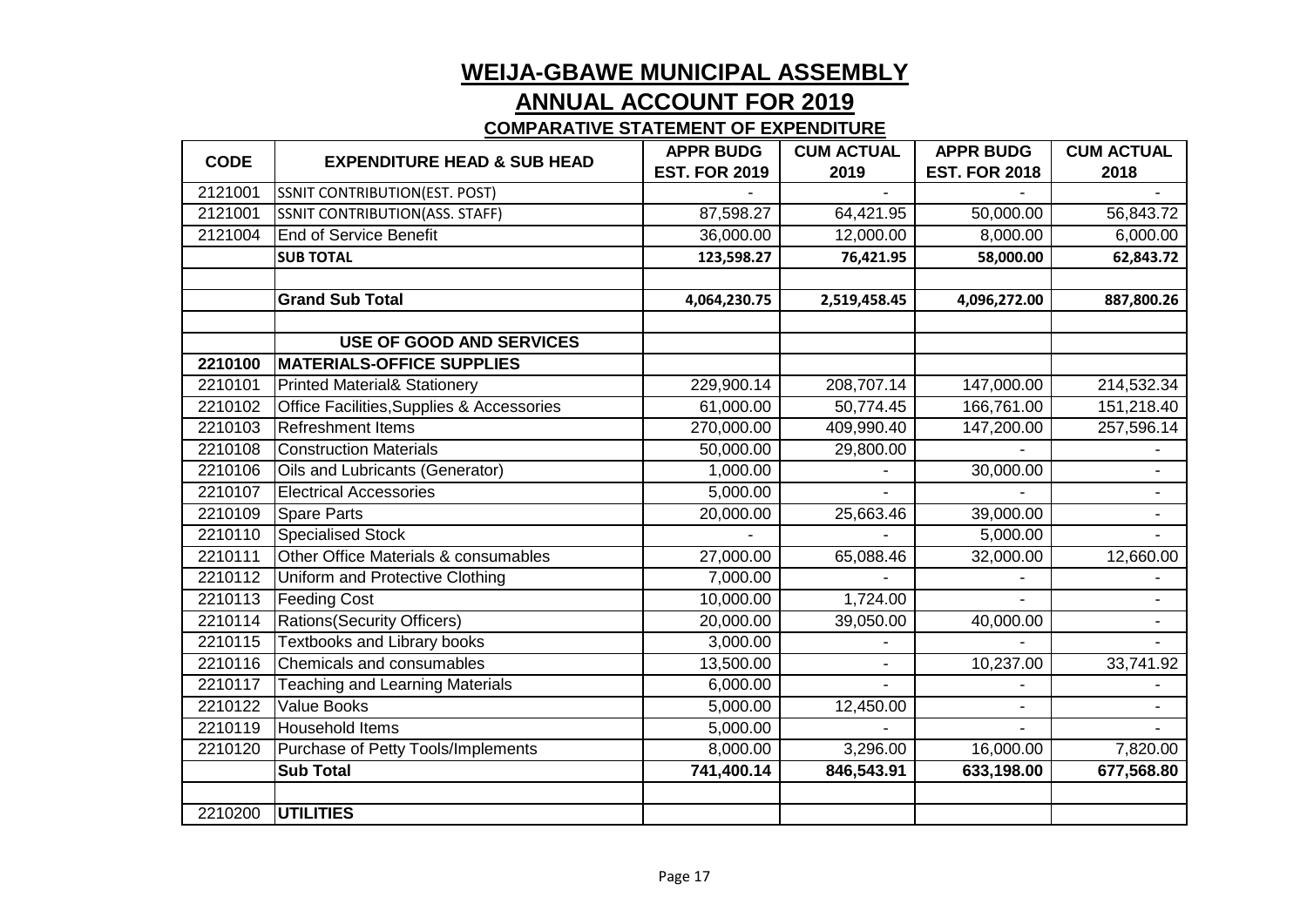# WEIJA-GBAWE MUNICIPAL ASSEMBLY

## ANNUAL ACCOUNT FOR 2019

### COMPARATIVE STATEMENT OF EXPENDITURE

| CODE | EXPENDITURE HEAD & SUB HEAD | APPR BUDG EST. FOR 2019 | CUM ACTUAL 2019 | APPR BUDG EST. FOR 2018 | CUM ACTUAL 2018 |
|---|---|---|---|---|---|
| 2121001 | SSNIT CONTRIBUTION(EST. POST) | - | - | - | - |
| 2121001 | SSNIT CONTRIBUTION(ASS. STAFF) | 87,598.27 | 64,421.95 | 50,000.00 | 56,843.72 |
| 2121004 | End of Service Benefit | 36,000.00 | 12,000.00 | 8,000.00 | 6,000.00 |
| | **SUB TOTAL** | **123,598.27** | **76,421.95** | **58,000.00** | **62,843.72** |
| | | | | | |
| | **Grand Sub Total** | **4,064,230.75** | **2,519,458.45** | **4,096,272.00** | **887,800.26** |
| | | | | | |
| | **USE OF GOOD AND SERVICES** | | | | |
| **2210100** | **MATERIALS-OFFICE SUPPLIES** | | | | |
| 2210101 | Printed Material& Stationery | 229,900.14 | 208,707.14 | 147,000.00 | 214,532.34 |
| 2210102 | Office Facilities,Supplies & Accessories | 61,000.00 | 50,774.45 | 166,761.00 | 151,218.40 |
| 2210103 | Refreshment Items | 270,000.00 | 409,990.40 | 147,200.00 | 257,596.14 |
| 2210108 | Construction Materials | 50,000.00 | 29,800.00 | - | - |
| 2210106 | Oils and Lubricants (Generator) | 1,000.00 | - | 30,000.00 | - |
| 2210107 | Electrical Accessories | 5,000.00 | - | - | - |
| 2210109 | Spare Parts | 20,000.00 | 25,663.46 | 39,000.00 | - |
| 2210110 | Specialised Stock | - | - | 5,000.00 | - |
| 2210111 | Other Office Materials & consumables | 27,000.00 | 65,088.46 | 32,000.00 | 12,660.00 |
| 2210112 | Uniform and Protective Clothing | 7,000.00 | - | - | - |
| 2210113 | Feeding Cost | 10,000.00 | 1,724.00 | - | - |
| 2210114 | Rations(Security Officers) | 20,000.00 | 39,050.00 | 40,000.00 | - |
| 2210115 | Textbooks and Library books | 3,000.00 | - | - | - |
| 2210116 | Chemicals and consumables | 13,500.00 | - | 10,237.00 | 33,741.92 |
| 2210117 | Teaching and Learning Materials | 6,000.00 | - | - | - |
| 2210122 | Value Books | 5,000.00 | 12,450.00 | - | - |
| 2210119 | Household Items | 5,000.00 | - | - | - |
| 2210120 | Purchase of Petty Tools/Implements | 8,000.00 | 3,296.00 | 16,000.00 | 7,820.00 |
| | **Sub Total** | **741,400.14** | **846,543.91** | **633,198.00** | **677,568.80** |
| | | | | | |
| 2210200 | **UTILITIES** | | | | |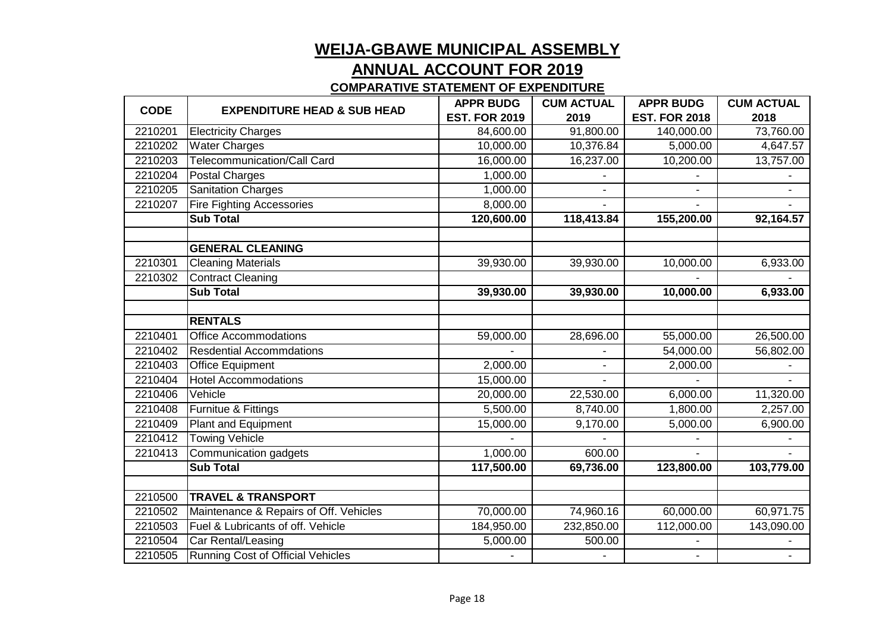# WEIJA-GBAWE MUNICIPAL ASSEMBLY

## ANNUAL ACCOUNT FOR 2019

### COMPARATIVE STATEMENT OF EXPENDITURE

| CODE | EXPENDITURE HEAD & SUB HEAD | APPR BUDG EST. FOR 2019 | CUM ACTUAL 2019 | APPR BUDG EST. FOR 2018 | CUM ACTUAL 2018 |
|---|---|---|---|---|---|
| 2210201 | Electricity Charges | 84,600.00 | 91,800.00 | 140,000.00 | 73,760.00 |
| 2210202 | Water Charges | 10,000.00 | 10,376.84 | 5,000.00 | 4,647.57 |
| 2210203 | Telecommunication/Call Card | 16,000.00 | 16,237.00 | 10,200.00 | 13,757.00 |
| 2210204 | Postal Charges | 1,000.00 | - | - | - |
| 2210205 | Sanitation Charges | 1,000.00 | - | - | - |
| 2210207 | Fire Fighting Accessories | 8,000.00 | - | - | - |
| | **Sub Total** | **120,600.00** | **118,413.84** | **155,200.00** | **92,164.57** |
| | | | | | |
| | **GENERAL CLEANING** | | | | |
| 2210301 | Cleaning Materials | 39,930.00 | 39,930.00 | 10,000.00 | 6,933.00 |
| 2210302 | Contract Cleaning | | | - | - |
| | **Sub Total** | **39,930.00** | **39,930.00** | **10,000.00** | **6,933.00** |
| | | | | | |
| | **RENTALS** | | | | |
| 2210401 | Office Accommodations | 59,000.00 | 28,696.00 | 55,000.00 | 26,500.00 |
| 2210402 | Resdential Accommdations | - | - | 54,000.00 | 56,802.00 |
| 2210403 | Office Equipment | 2,000.00 | - | 2,000.00 | - |
| 2210404 | Hotel Accommodations | 15,000.00 | - | - | - |
| 2210406 | Vehicle | 20,000.00 | 22,530.00 | 6,000.00 | 11,320.00 |
| 2210408 | Furnitue & Fittings | 5,500.00 | 8,740.00 | 1,800.00 | 2,257.00 |
| 2210409 | Plant and Equipment | 15,000.00 | 9,170.00 | 5,000.00 | 6,900.00 |
| 2210412 | Towing Vehicle | - | - | - | - |
| 2210413 | Communication gadgets | 1,000.00 | 600.00 | - | - |
| | **Sub Total** | **117,500.00** | **69,736.00** | **123,800.00** | **103,779.00** |
| | | | | | |
| 2210500 | **TRAVEL & TRANSPORT** | | | | |
| 2210502 | Maintenance & Repairs of Off. Vehicles | 70,000.00 | 74,960.16 | 60,000.00 | 60,971.75 |
| 2210503 | Fuel & Lubricants of off. Vehicle | 184,950.00 | 232,850.00 | 112,000.00 | 143,090.00 |
| 2210504 | Car Rental/Leasing | 5,000.00 | 500.00 | - | - |
| 2210505 | Running Cost of Official Vehicles | - | - | - | - |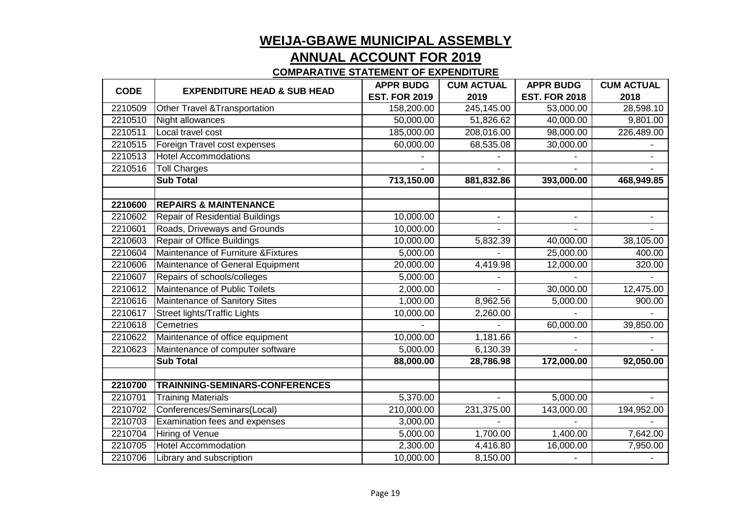# WEIJA-GBAWE MUNICIPAL ASSEMBLY

## ANNUAL ACCOUNT FOR 2019

### COMPARATIVE STATEMENT OF EXPENDITURE

| CODE | EXPENDITURE HEAD & SUB HEAD | APPR BUDG EST. FOR 2019 | CUM ACTUAL 2019 | APPR BUDG EST. FOR 2018 | CUM ACTUAL 2018 |
|---|---|---|---|---|---|
| 2210509 | Other Travel &Transportation | 158,200.00 | 245,145.00 | 53,000.00 | 28,598.10 |
| 2210510 | Night allowances | 50,000.00 | 51,826.62 | 40,000.00 | 9,801.00 |
| 2210511 | Local travel cost | 185,000.00 | 208,016.00 | 98,000.00 | 226,489.00 |
| 2210515 | Foreign Travel cost expenses | 60,000.00 | 68,535.08 | 30,000.00 | - |
| 2210513 | Hotel Accommodations | - | - | - | - |
| 2210516 | Toll Charges | - | - | - | - |
| | **Sub Total** | **713,150.00** | **881,832.86** | **393,000.00** | **468,949.85** |
| | | | | | |
| **2210600** | **REPAIRS & MAINTENANCE** | | | | |
| 2210602 | Repair of Residential Buildings | 10,000.00 | - | - | - |
| 2210601 | Roads, Driveways and Grounds | 10,000.00 | - | - | - |
| 2210603 | Repair of Office Buildings | 10,000.00 | 5,832.39 | 40,000.00 | 38,105.00 |
| 2210604 | Maintenance of Furniture &Fixtures | 5,000.00 | - | 25,000.00 | 400.00 |
| 2210606 | Maintenance of General Equipment | 20,000.00 | 4,419.98 | 12,000.00 | 320.00 |
| 2210607 | Repairs of schools/colleges | 5,000.00 | - | - | - |
| 2210612 | Maintenance of Public Toilets | 2,000.00 | - | 30,000.00 | 12,475.00 |
| 2210616 | Maintenance of Sanitory Sites | 1,000.00 | 8,962.56 | 5,000.00 | 900.00 |
| 2210617 | Street lights/Traffic Lights | 10,000.00 | 2,260.00 | - | - |
| 2210618 | Cemetries | - | - | 60,000.00 | 39,850.00 |
| 2210622 | Maintenance of office equipment | 10,000.00 | 1,181.66 | - | - |
| 2210623 | Maintenance of computer software | 5,000.00 | 6,130.39 | - | - |
| | **Sub Total** | **88,000.00** | **28,786.98** | **172,000.00** | **92,050.00** |
| | | | | | |
| **2210700** | **TRAINNING-SEMINARS-CONFERENCES** | | | | |
| 2210701 | Training Materials | 5,370.00 | - | 5,000.00 | - |
| 2210702 | Conferences/Seminars(Local) | 210,000.00 | 231,375.00 | 143,000.00 | 194,952.00 |
| 2210703 | Examination fees and expenses | 3,000.00 | - | - | - |
| 2210704 | Hiring of Venue | 5,000.00 | 1,700.00 | 1,400.00 | 7,642.00 |
| 2210705 | Hotel Accommodation | 2,300.00 | 4,416.80 | 16,000.00 | 7,950.00 |
| 2210706 | Library and subscription | 10,000.00 | 8,150.00 | - | - |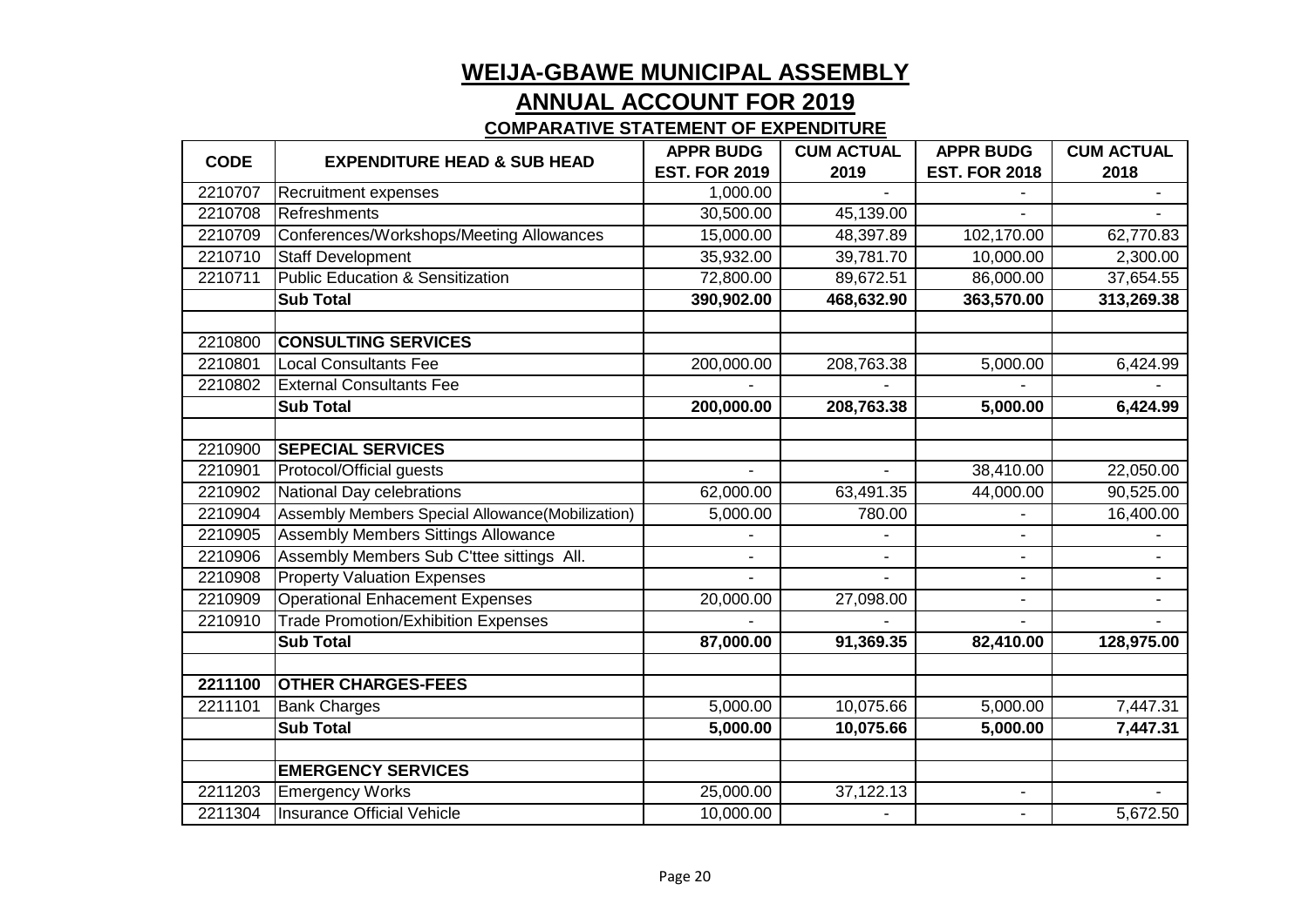# WEIJA-GBAWE MUNICIPAL ASSEMBLY

## ANNUAL ACCOUNT FOR 2019

### COMPARATIVE STATEMENT OF EXPENDITURE

| CODE | EXPENDITURE HEAD & SUB HEAD | APPR BUDG EST. FOR 2019 | CUM ACTUAL 2019 | APPR BUDG EST. FOR 2018 | CUM ACTUAL 2018 |
|---|---|---|---|---|---|
| 2210707 | Recruitment expenses | 1,000.00 | - | - | - |
| 2210708 | Refreshments | 30,500.00 | 45,139.00 | - | - |
| 2210709 | Conferences/Workshops/Meeting Allowances | 15,000.00 | 48,397.89 | 102,170.00 | 62,770.83 |
| 2210710 | Staff Development | 35,932.00 | 39,781.70 | 10,000.00 | 2,300.00 |
| 2210711 | Public Education & Sensitization | 72,800.00 | 89,672.51 | 86,000.00 | 37,654.55 |
| | **Sub Total** | **390,902.00** | **468,632.90** | **363,570.00** | **313,269.38** |
| | | | | | |
| 2210800 | **CONSULTING SERVICES** | | | | |
| 2210801 | Local Consultants Fee | 200,000.00 | 208,763.38 | 5,000.00 | 6,424.99 |
| 2210802 | External Consultants Fee | - | - | - | - |
| | **Sub Total** | **200,000.00** | **208,763.38** | **5,000.00** | **6,424.99** |
| | | | | | |
| 2210900 | **SEPECIAL SERVICES** | | | | |
| 2210901 | Protocol/Official guests | - | - | 38,410.00 | 22,050.00 |
| 2210902 | National Day celebrations | 62,000.00 | 63,491.35 | 44,000.00 | 90,525.00 |
| 2210904 | Assembly Members Special Allowance(Mobilization) | 5,000.00 | 780.00 | - | 16,400.00 |
| 2210905 | Assembly Members Sittings Allowance | - | - | - | - |
| 2210906 | Assembly Members Sub C'ttee sittings All. | - | - | - | - |
| 2210908 | Property Valuation Expenses | - | - | - | - |
| 2210909 | Operational Enhacement Expenses | 20,000.00 | 27,098.00 | - | - |
| 2210910 | Trade Promotion/Exhibition Expenses | - | - | - | - |
| | **Sub Total** | **87,000.00** | **91,369.35** | **82,410.00** | **128,975.00** |
| | | | | | |
| **2211100** | **OTHER CHARGES-FEES** | | | | |
| 2211101 | Bank Charges | 5,000.00 | 10,075.66 | 5,000.00 | 7,447.31 |
| | **Sub Total** | **5,000.00** | **10,075.66** | **5,000.00** | **7,447.31** |
| | | | | | |
| | **EMERGENCY SERVICES** | | | | |
| 2211203 | Emergency Works | 25,000.00 | 37,122.13 | - | - |
| 2211304 | Insurance Official Vehicle | 10,000.00 | - | - | 5,672.50 |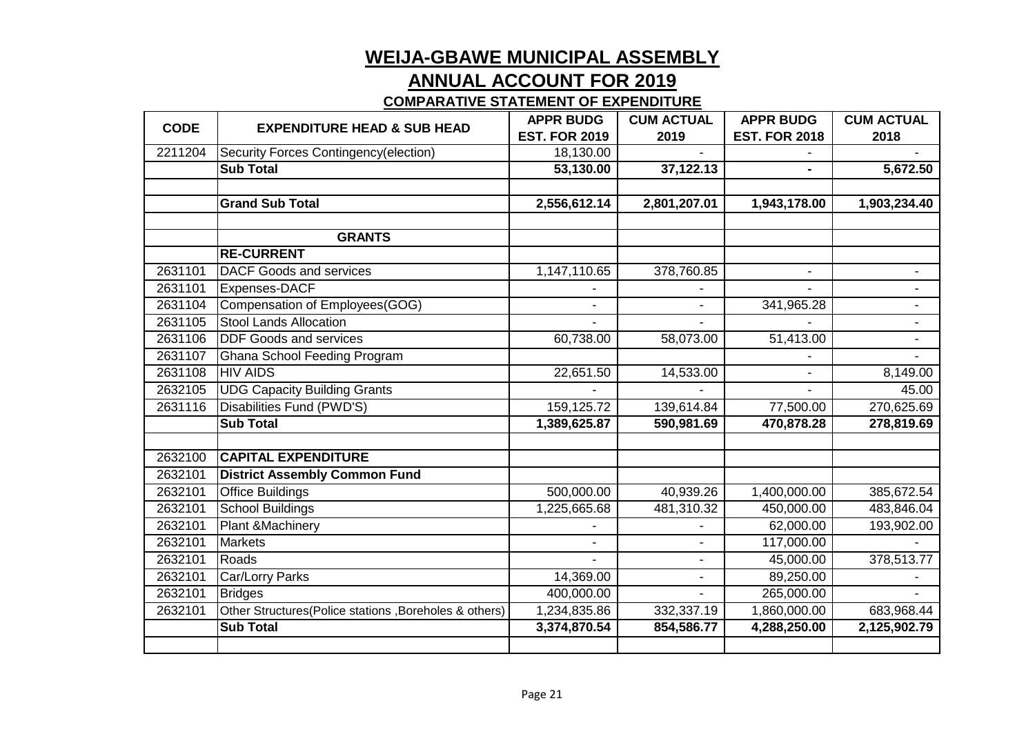# WEIJA-GBAWE MUNICIPAL ASSEMBLY

## ANNUAL ACCOUNT FOR 2019

### COMPARATIVE STATEMENT OF EXPENDITURE

| CODE | EXPENDITURE HEAD & SUB HEAD | APPR BUDG EST. FOR 2019 | CUM ACTUAL 2019 | APPR BUDG EST. FOR 2018 | CUM ACTUAL 2018 |
|---|---|---|---|---|---|
| 2211204 | Security Forces Contingency(election) | 18,130.00 | - | - | - |
| | **Sub Total** | **53,130.00** | **37,122.13** | **-** | **5,672.50** |
| | | | | | |
| | **Grand Sub Total** | **2,556,612.14** | **2,801,207.01** | **1,943,178.00** | **1,903,234.40** |
| | | | | | |
| | **GRANTS** | | | | |
| | **RE-CURRENT** | | | | |
| 2631101 | DACF Goods and services | 1,147,110.65 | 378,760.85 | - | - |
| 2631101 | Expenses-DACF | - | - | - | - |
| 2631104 | Compensation of Employees(GOG) | - | - | 341,965.28 | - |
| 2631105 | Stool Lands Allocation | - | - | - | - |
| 2631106 | DDF Goods and services | 60,738.00 | 58,073.00 | 51,413.00 | - |
| 2631107 | Ghana School Feeding Program | | | - | - |
| 2631108 | HIV AIDS | 22,651.50 | 14,533.00 | - | 8,149.00 |
| 2632105 | UDG Capacity Building Grants | - | - | - | 45.00 |
| 2631116 | Disabilities Fund (PWD'S) | 159,125.72 | 139,614.84 | 77,500.00 | 270,625.69 |
| | **Sub Total** | **1,389,625.87** | **590,981.69** | **470,878.28** | **278,819.69** |
| | | | | | |
| 2632100 | **CAPITAL EXPENDITURE** | | | | |
| 2632101 | **District Assembly Common Fund** | | | | |
| 2632101 | Office Buildings | 500,000.00 | 40,939.26 | 1,400,000.00 | 385,672.54 |
| 2632101 | School Buildings | 1,225,665.68 | 481,310.32 | 450,000.00 | 483,846.04 |
| 2632101 | Plant &Machinery | - | - | 62,000.00 | 193,902.00 |
| 2632101 | Markets | - | - | 117,000.00 | - |
| 2632101 | Roads | - | - | 45,000.00 | 378,513.77 |
| 2632101 | Car/Lorry Parks | 14,369.00 | - | 89,250.00 | - |
| 2632101 | Bridges | 400,000.00 | - | 265,000.00 | - |
| 2632101 | Other Structures(Police stations ,Boreholes & others) | 1,234,835.86 | 332,337.19 | 1,860,000.00 | 683,968.44 |
| | **Sub Total** | **3,374,870.54** | **854,586.77** | **4,288,250.00** | **2,125,902.79** |
| | | | | | |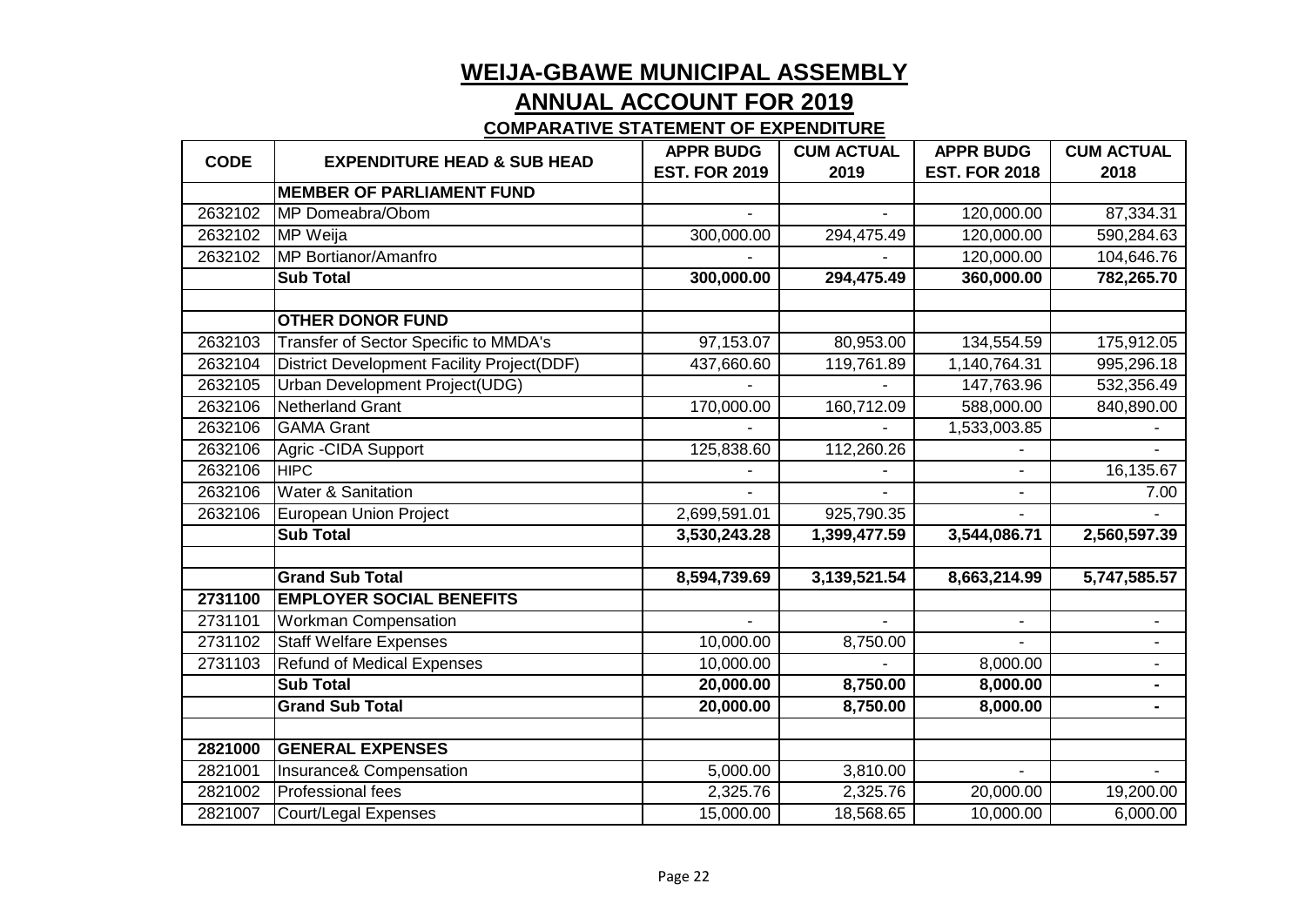# WEIJA-GBAWE MUNICIPAL ASSEMBLY

## ANNUAL ACCOUNT FOR 2019

### COMPARATIVE STATEMENT OF EXPENDITURE

| CODE | EXPENDITURE HEAD & SUB HEAD | APPR BUDG EST. FOR 2019 | CUM ACTUAL 2019 | APPR BUDG EST. FOR 2018 | CUM ACTUAL 2018 |
|---|---|---|---|---|---|
| | **MEMBER OF PARLIAMENT FUND** | | | | |
| 2632102 | MP Domeabra/Obom | - | - | 120,000.00 | 87,334.31 |
| 2632102 | MP Weija | 300,000.00 | 294,475.49 | 120,000.00 | 590,284.63 |
| 2632102 | MP Bortianor/Amanfro | - | - | 120,000.00 | 104,646.76 |
| | **Sub Total** | **300,000.00** | **294,475.49** | **360,000.00** | **782,265.70** |
| | | | | | |
| | **OTHER DONOR FUND** | | | | |
| 2632103 | Transfer of Sector Specific to MMDA's | 97,153.07 | 80,953.00 | 134,554.59 | 175,912.05 |
| 2632104 | District Development Facility Project(DDF) | 437,660.60 | 119,761.89 | 1,140,764.31 | 995,296.18 |
| 2632105 | Urban Development Project(UDG) | - | - | 147,763.96 | 532,356.49 |
| 2632106 | Netherland Grant | 170,000.00 | 160,712.09 | 588,000.00 | 840,890.00 |
| 2632106 | GAMA Grant | - | - | 1,533,003.85 | - |
| 2632106 | Agric -CIDA Support | 125,838.60 | 112,260.26 | - | - |
| 2632106 | HIPC | - | - | - | 16,135.67 |
| 2632106 | Water & Sanitation | - | - | - | 7.00 |
| 2632106 | European Union Project | 2,699,591.01 | 925,790.35 | - | - |
| | **Sub Total** | **3,530,243.28** | **1,399,477.59** | **3,544,086.71** | **2,560,597.39** |
| | | | | | |
| | **Grand Sub Total** | **8,594,739.69** | **3,139,521.54** | **8,663,214.99** | **5,747,585.57** |
| **2731100** | **EMPLOYER SOCIAL BENEFITS** | | | | |
| 2731101 | Workman Compensation | - | - | - | - |
| 2731102 | Staff Welfare Expenses | 10,000.00 | 8,750.00 | - | - |
| 2731103 | Refund of Medical Expenses | 10,000.00 | - | 8,000.00 | - |
| | **Sub Total** | **20,000.00** | **8,750.00** | **8,000.00** | **-** |
| | **Grand Sub Total** | **20,000.00** | **8,750.00** | **8,000.00** | **-** |
| | | | | | |
| **2821000** | **GENERAL EXPENSES** | | | | |
| 2821001 | Insurance& Compensation | 5,000.00 | 3,810.00 | - | - |
| 2821002 | Professional fees | 2,325.76 | 2,325.76 | 20,000.00 | 19,200.00 |
| 2821007 | Court/Legal Expenses | 15,000.00 | 18,568.65 | 10,000.00 | 6,000.00 |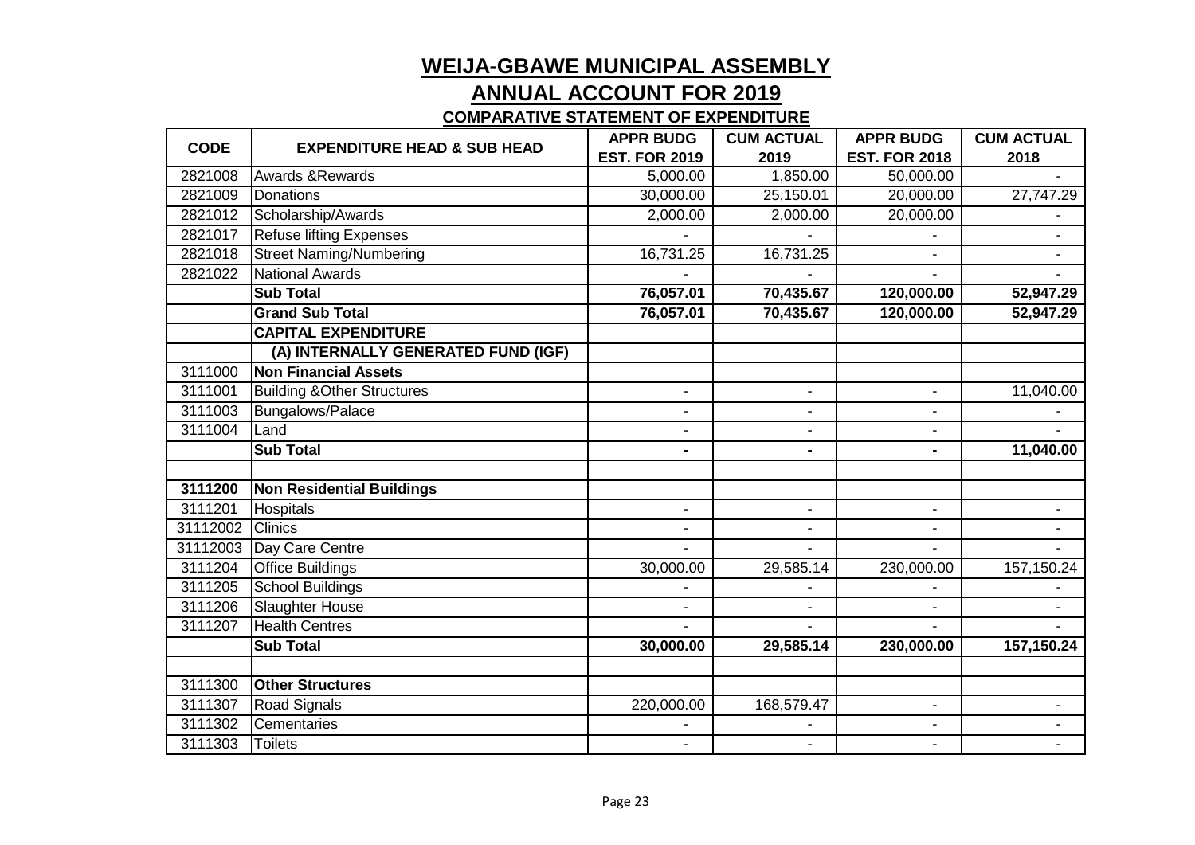# WEIJA-GBAWE MUNICIPAL ASSEMBLY

## ANNUAL ACCOUNT FOR 2019

### COMPARATIVE STATEMENT OF EXPENDITURE

| CODE | EXPENDITURE HEAD & SUB HEAD | APPR BUDG EST. FOR 2019 | CUM ACTUAL 2019 | APPR BUDG EST. FOR 2018 | CUM ACTUAL 2018 |
|---|---|---|---|---|---|
| 2821008 | Awards &Rewards | 5,000.00 | 1,850.00 | 50,000.00 | - |
| 2821009 | Donations | 30,000.00 | 25,150.01 | 20,000.00 | 27,747.29 |
| 2821012 | Scholarship/Awards | 2,000.00 | 2,000.00 | 20,000.00 | - |
| 2821017 | Refuse lifting Expenses | - | - | - | - |
| 2821018 | Street Naming/Numbering | 16,731.25 | 16,731.25 | - | - |
| 2821022 | National Awards | - | - | - | - |
| | **Sub Total** | **76,057.01** | **70,435.67** | **120,000.00** | **52,947.29** |
| | **Grand Sub Total** | **76,057.01** | **70,435.67** | **120,000.00** | **52,947.29** |
| | **CAPITAL EXPENDITURE** | | | | |
| | **(A) INTERNALLY GENERATED FUND (IGF)** | | | | |
| 3111000 | **Non Financial Assets** | | | | |
| 3111001 | Building &Other Structures | - | - | - | 11,040.00 |
| 3111003 | Bungalows/Palace | - | - | - | - |
| 3111004 | Land | - | - | - | - |
| | **Sub Total** | **-** | **-** | **-** | **11,040.00** |
| | | | | | |
| **3111200** | **Non Residential Buildings** | | | | |
| 3111201 | Hospitals | - | - | - | - |
| 31112002 | Clinics | - | - | - | - |
| 31112003 | Day Care Centre | - | - | - | - |
| 3111204 | Office Buildings | 30,000.00 | 29,585.14 | 230,000.00 | 157,150.24 |
| 3111205 | School Buildings | - | - | - | - |
| 3111206 | Slaughter House | - | - | - | - |
| 3111207 | Health Centres | - | - | - | - |
| | **Sub Total** | **30,000.00** | **29,585.14** | **230,000.00** | **157,150.24** |
| | | | | | |
| 3111300 | **Other Structures** | | | | |
| 3111307 | Road Signals | 220,000.00 | 168,579.47 | - | - |
| 3111302 | Cementaries | - | - | - | - |
| 3111303 | Toilets | - | - | - | - |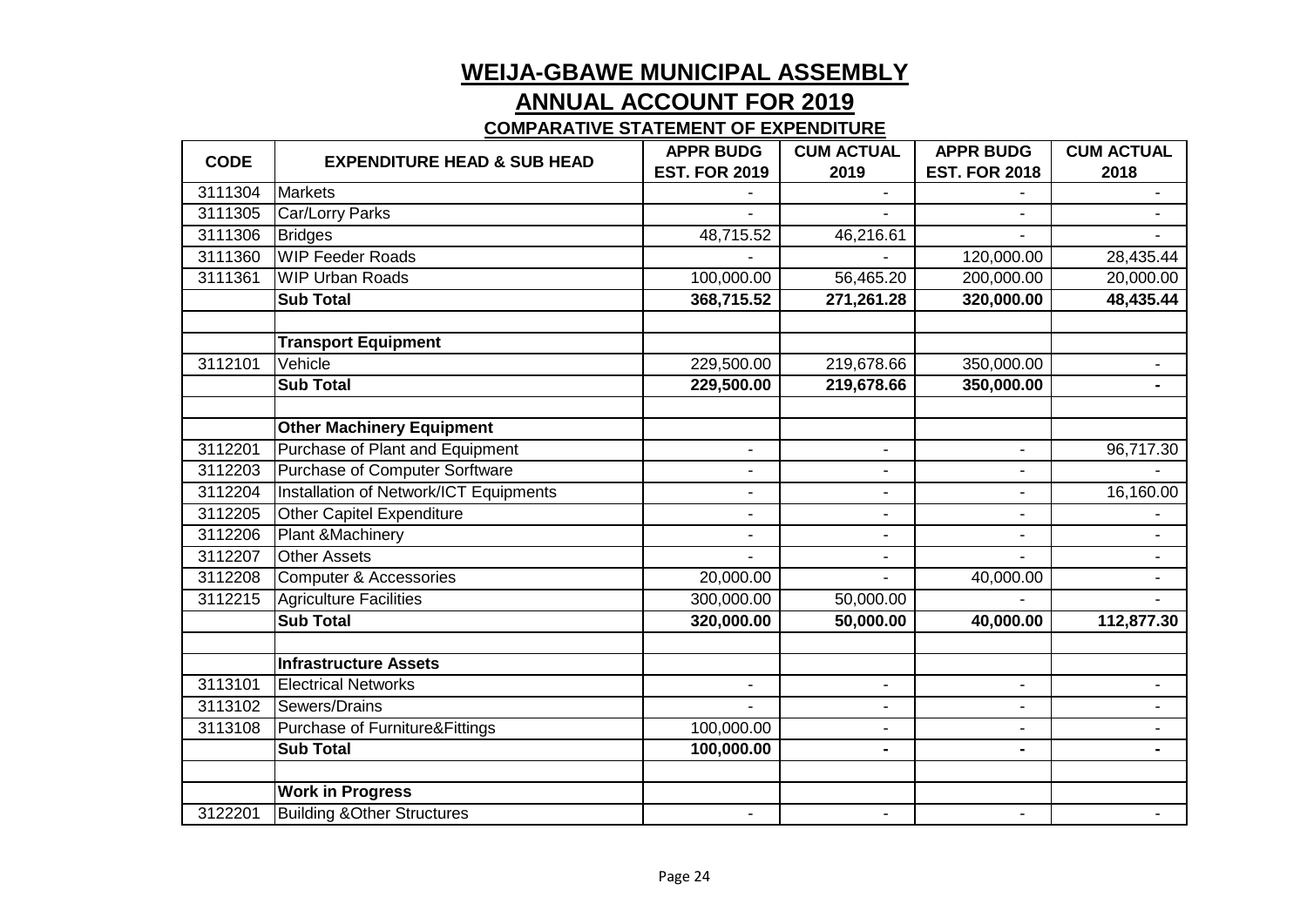# WEIJA-GBAWE MUNICIPAL ASSEMBLY

## ANNUAL ACCOUNT FOR 2019

### COMPARATIVE STATEMENT OF EXPENDITURE

| CODE | EXPENDITURE HEAD & SUB HEAD | APPR BUDG EST. FOR 2019 | CUM ACTUAL 2019 | APPR BUDG EST. FOR 2018 | CUM ACTUAL 2018 |
|---|---|---|---|---|---|
| 3111304 | Markets | - | - | - | - |
| 3111305 | Car/Lorry Parks | - | - | - | - |
| 3111306 | Bridges | 48,715.52 | 46,216.61 | - | - |
| 3111360 | WIP Feeder Roads | - | - | 120,000.00 | 28,435.44 |
| 3111361 | WIP Urban Roads | 100,000.00 | 56,465.20 | 200,000.00 | 20,000.00 |
| | **Sub Total** | **368,715.52** | **271,261.28** | **320,000.00** | **48,435.44** |
| | | | | | |
| | **Transport Equipment** | | | | |
| 3112101 | Vehicle | 229,500.00 | 219,678.66 | 350,000.00 | - |
| | **Sub Total** | **229,500.00** | **219,678.66** | **350,000.00** | **-** |
| | | | | | |
| | **Other Machinery Equipment** | | | | |
| 3112201 | Purchase of Plant and Equipment | - | - | - | 96,717.30 |
| 3112203 | Purchase of Computer Sorftware | - | - | - | - |
| 3112204 | Installation of Network/ICT Equipments | - | - | - | 16,160.00 |
| 3112205 | Other Capitel Expenditure | - | - | - | - |
| 3112206 | Plant &Machinery | - | - | - | - |
| 3112207 | Other Assets | - | - | - | - |
| 3112208 | Computer & Accessories | 20,000.00 | - | 40,000.00 | - |
| 3112215 | Agriculture Facilities | 300,000.00 | 50,000.00 | - | - |
| | **Sub Total** | **320,000.00** | **50,000.00** | **40,000.00** | **112,877.30** |
| | | | | | |
| | **Infrastructure Assets** | | | | |
| 3113101 | Electrical Networks | - | - | - | - |
| 3113102 | Sewers/Drains | - | - | - | - |
| 3113108 | Purchase of Furniture&Fittings | 100,000.00 | - | - | - |
| | **Sub Total** | **100,000.00** | **-** | **-** | **-** |
| | | | | | |
| | **Work in Progress** | | | | |
| 3122201 | Building &Other Structures | - | - | - | - |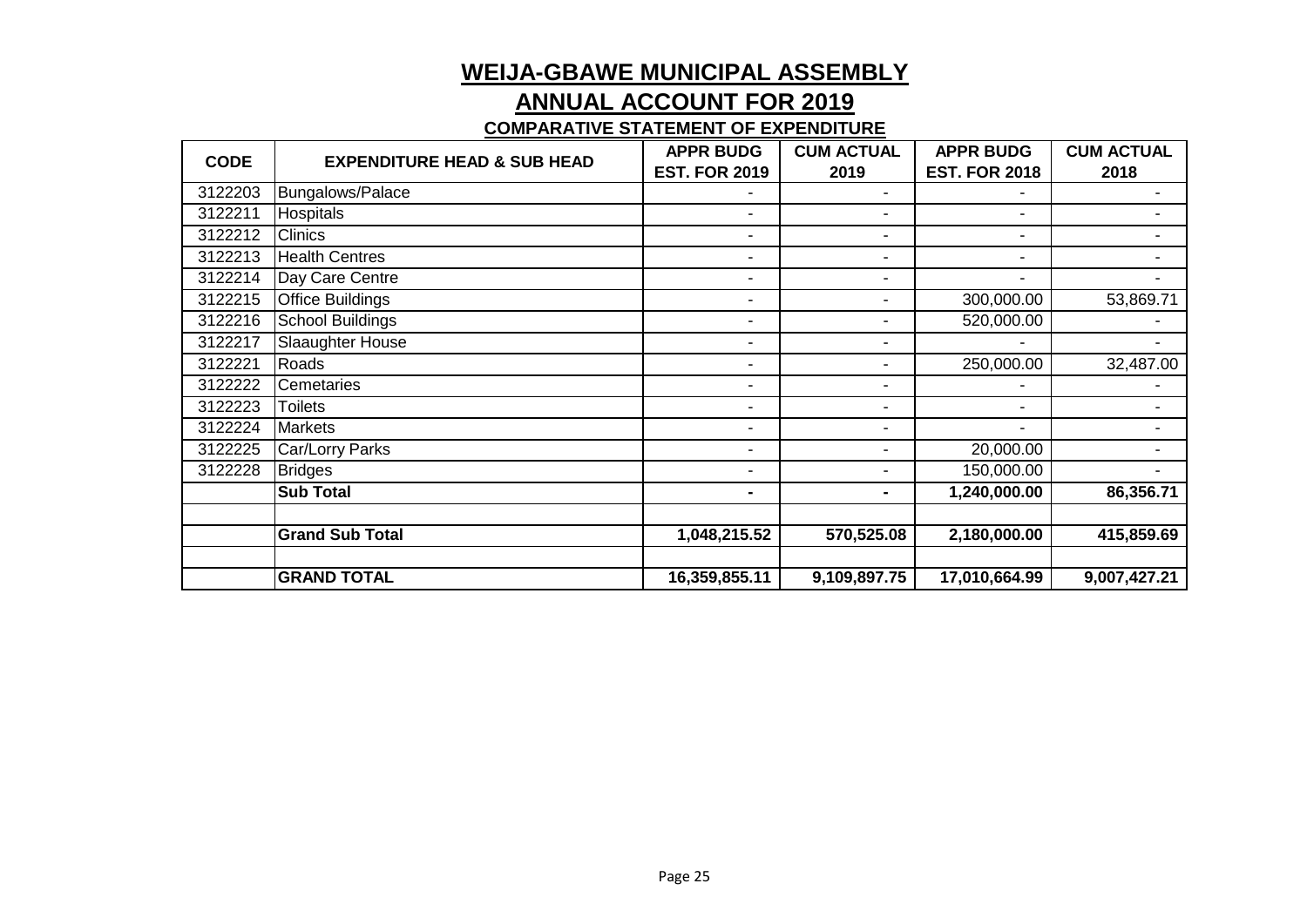# WEIJA-GBAWE MUNICIPAL ASSEMBLY

## ANNUAL ACCOUNT FOR 2019

### COMPARATIVE STATEMENT OF EXPENDITURE

| CODE | EXPENDITURE HEAD & SUB HEAD | APPR BUDG EST. FOR 2019 | CUM ACTUAL 2019 | APPR BUDG EST. FOR 2018 | CUM ACTUAL 2018 |
|---|---|---|---|---|---|
| 3122203 | Bungalows/Palace | - | - | - | - |
| 3122211 | Hospitals | - | - | - | - |
| 3122212 | Clinics | - | - | - | - |
| 3122213 | Health Centres | - | - | - | - |
| 3122214 | Day Care Centre | - | - | - | - |
| 3122215 | Office Buildings | - | - | 300,000.00 | 53,869.71 |
| 3122216 | School Buildings | - | - | 520,000.00 | - |
| 3122217 | Slaaughter House | - | - | - | - |
| 3122221 | Roads | - | - | 250,000.00 | 32,487.00 |
| 3122222 | Cemetaries | - | - | - | - |
| 3122223 | Toilets | - | - | - | - |
| 3122224 | Markets | - | - | - | - |
| 3122225 | Car/Lorry Parks | - | - | 20,000.00 | - |
| 3122228 | Bridges | - | - | 150,000.00 | - |
| | **Sub Total** | **-** | **-** | **1,240,000.00** | **86,356.71** |
| | | | | | |
| | **Grand Sub Total** | **1,048,215.52** | **570,525.08** | **2,180,000.00** | **415,859.69** |
| | | | | | |
| | **GRAND TOTAL** | **16,359,855.11** | **9,109,897.75** | **17,010,664.99** | **9,007,427.21** |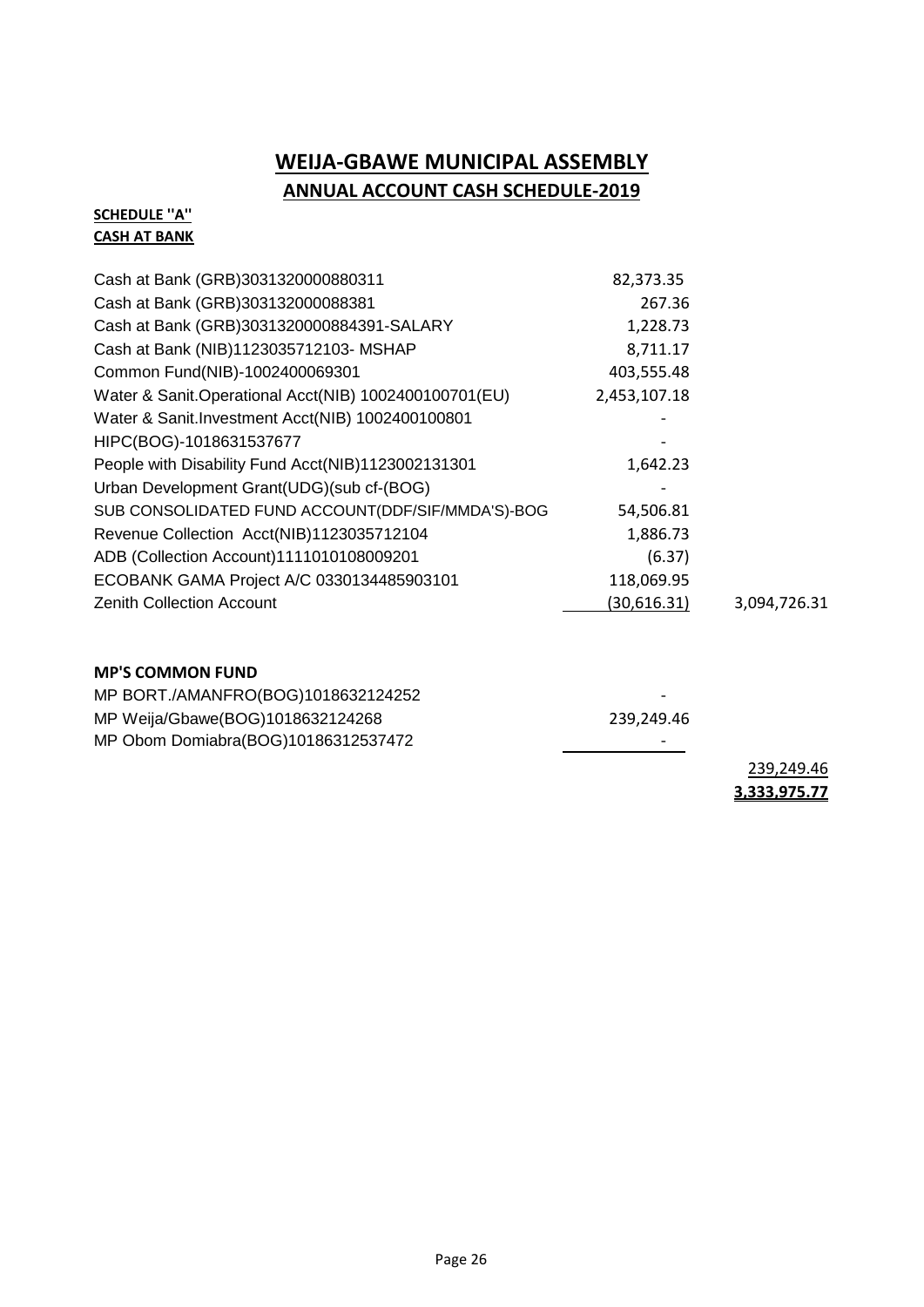# WEIJA-GBAWE MUNICIPAL ASSEMBLY

## ANNUAL ACCOUNT CASH SCHEDULE-2019

**SCHEDULE ''A''**

**CASH AT BANK**

| | | |
|---|---|---|
| Cash at Bank (GRB)3031320000880311 | 82,373.35 | |
| Cash at Bank (GRB)303132000088381 | 267.36 | |
| Cash at Bank (GRB)3031320000884391-SALARY | 1,228.73 | |
| Cash at Bank (NIB)1123035712103- MSHAP | 8,711.17 | |
| Common Fund(NIB)-1002400069301 | 403,555.48 | |
| Water & Sanit.Operational Acct(NIB) 1002400100701(EU) | 2,453,107.18 | |
| Water & Sanit.Investment Acct(NIB) 1002400100801 | - | |
| HIPC(BOG)-1018631537677 | - | |
| People with Disability Fund Acct(NIB)1123002131301 | 1,642.23 | |
| Urban Development Grant(UDG)(sub cf-(BOG) | - | |
| SUB CONSOLIDATED FUND ACCOUNT(DDF/SIF/MMDA'S)-BOG | 54,506.81 | |
| Revenue Collection Acct(NIB)1123035712104 | 1,886.73 | |
| ADB (Collection Account)1111010108009201 | (6.37) | |
| ECOBANK GAMA Project A/C 0330134485903101 | 118,069.95 | |
| Zenith Collection Account | (30,616.31) | 3,094,726.31 |

**MP'S COMMON FUND**

| | | |
|---|---|---|
| MP BORT./AMANFRO(BOG)1018632124252 | - | |
| MP Weija/Gbawe(BOG)1018632124268 | 239,249.46 | |
| MP Obom Domiabra(BOG)10186312537472 | - | |
| | | 239,249.46 |
| | | **3,333,975.77** |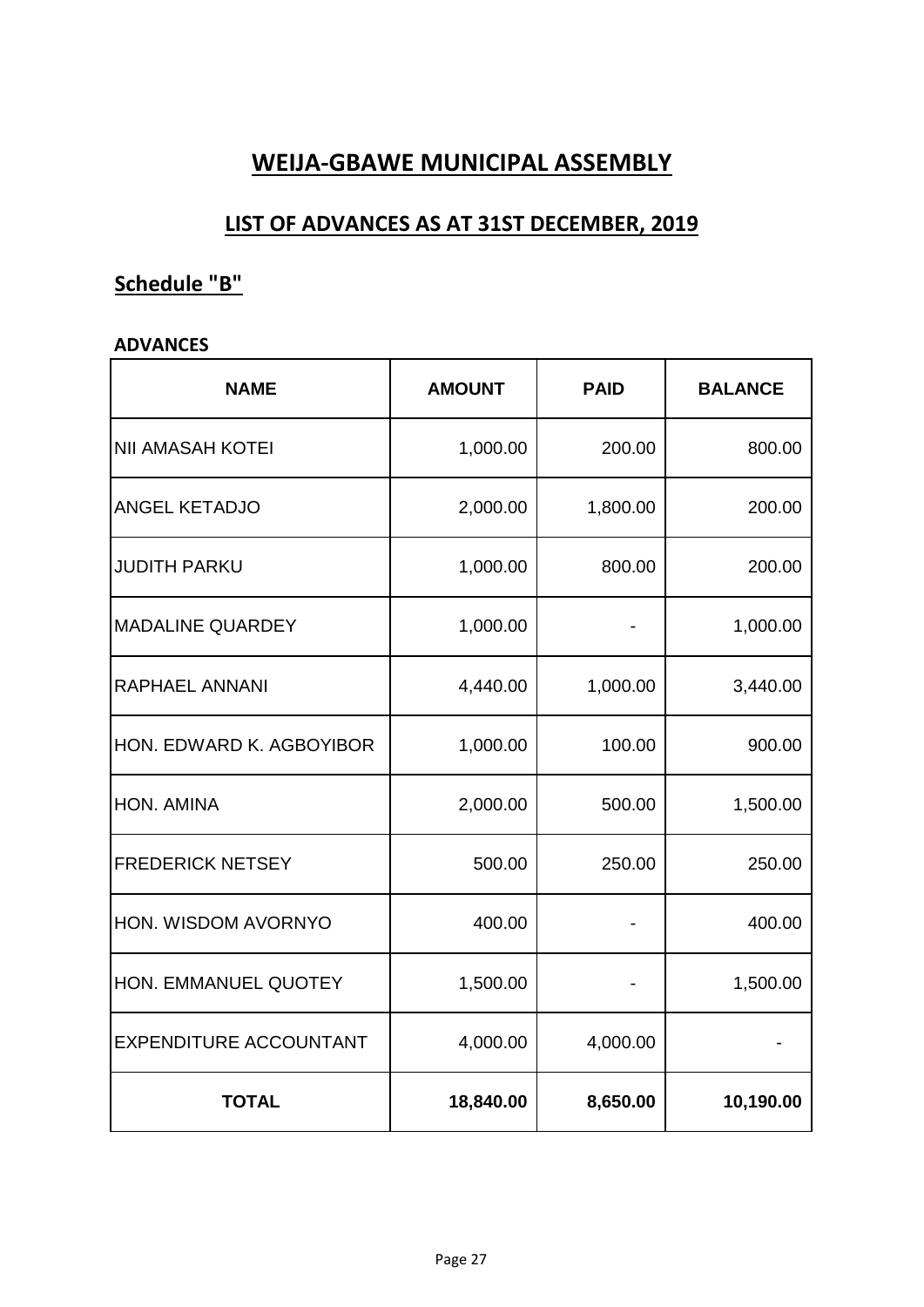# WEIJA-GBAWE MUNICIPAL ASSEMBLY

## LIST OF ADVANCES AS AT 31ST DECEMBER, 2019

### Schedule "B"

**ADVANCES**

| NAME | AMOUNT | PAID | BALANCE |
|---|---:|---:|---:|
| NII AMASAH KOTEI | 1,000.00 | 200.00 | 800.00 |
| ANGEL KETADJO | 2,000.00 | 1,800.00 | 200.00 |
| JUDITH PARKU | 1,000.00 | 800.00 | 200.00 |
| MADALINE QUARDEY | 1,000.00 | - | 1,000.00 |
| RAPHAEL ANNANI | 4,440.00 | 1,000.00 | 3,440.00 |
| HON. EDWARD K. AGBOYIBOR | 1,000.00 | 100.00 | 900.00 |
| HON. AMINA | 2,000.00 | 500.00 | 1,500.00 |
| FREDERICK NETSEY | 500.00 | 250.00 | 250.00 |
| HON. WISDOM AVORNYO | 400.00 | - | 400.00 |
| HON. EMMANUEL QUOTEY | 1,500.00 | - | 1,500.00 |
| EXPENDITURE ACCOUNTANT | 4,000.00 | 4,000.00 | - |
| **TOTAL** | **18,840.00** | **8,650.00** | **10,190.00** |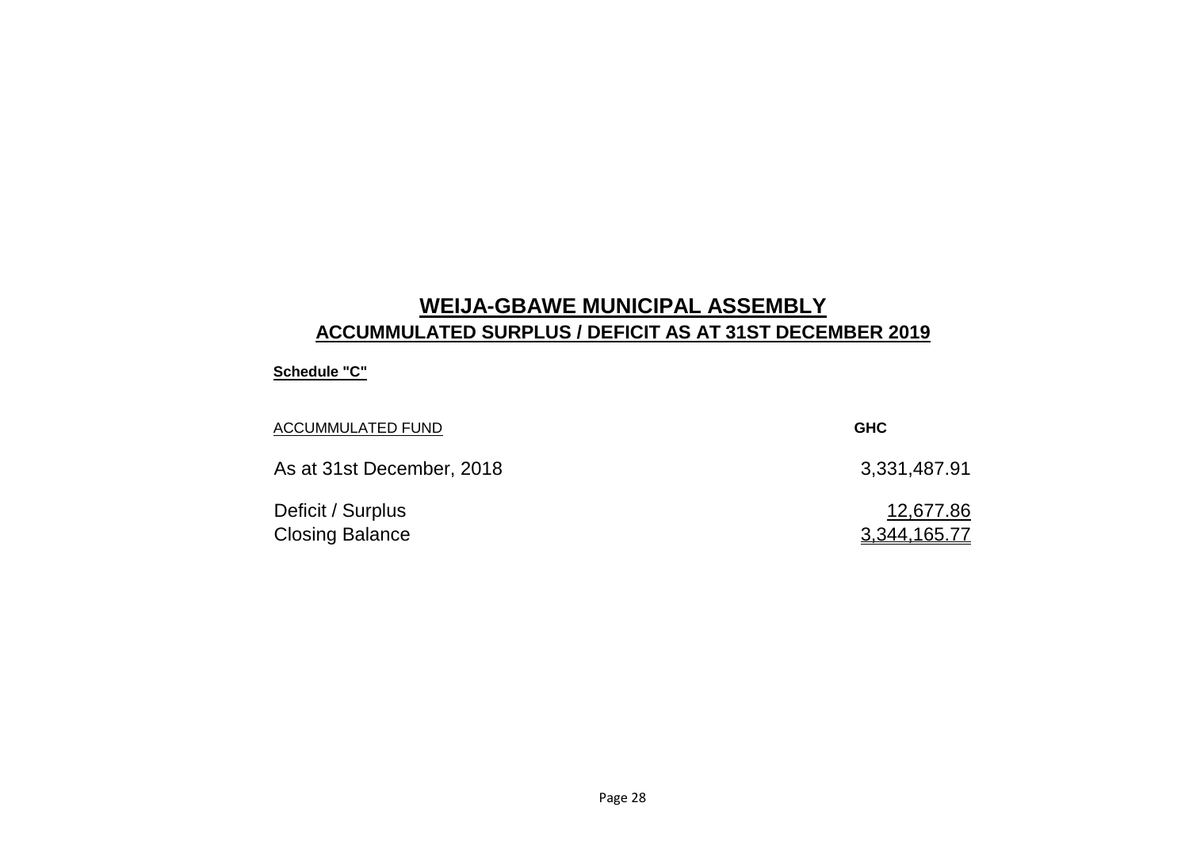# WEIJA-GBAWE MUNICIPAL ASSEMBLY

## ACCUMMULATED SURPLUS / DEFICIT AS AT 31ST DECEMBER 2019

**Schedule "C"**

| ACCUMMULATED FUND | GHC |
|---|---|
| As at 31st December, 2018 | 3,331,487.91 |
| Deficit / Surplus | 12,677.86 |
| Closing Balance | 3,344,165.77 |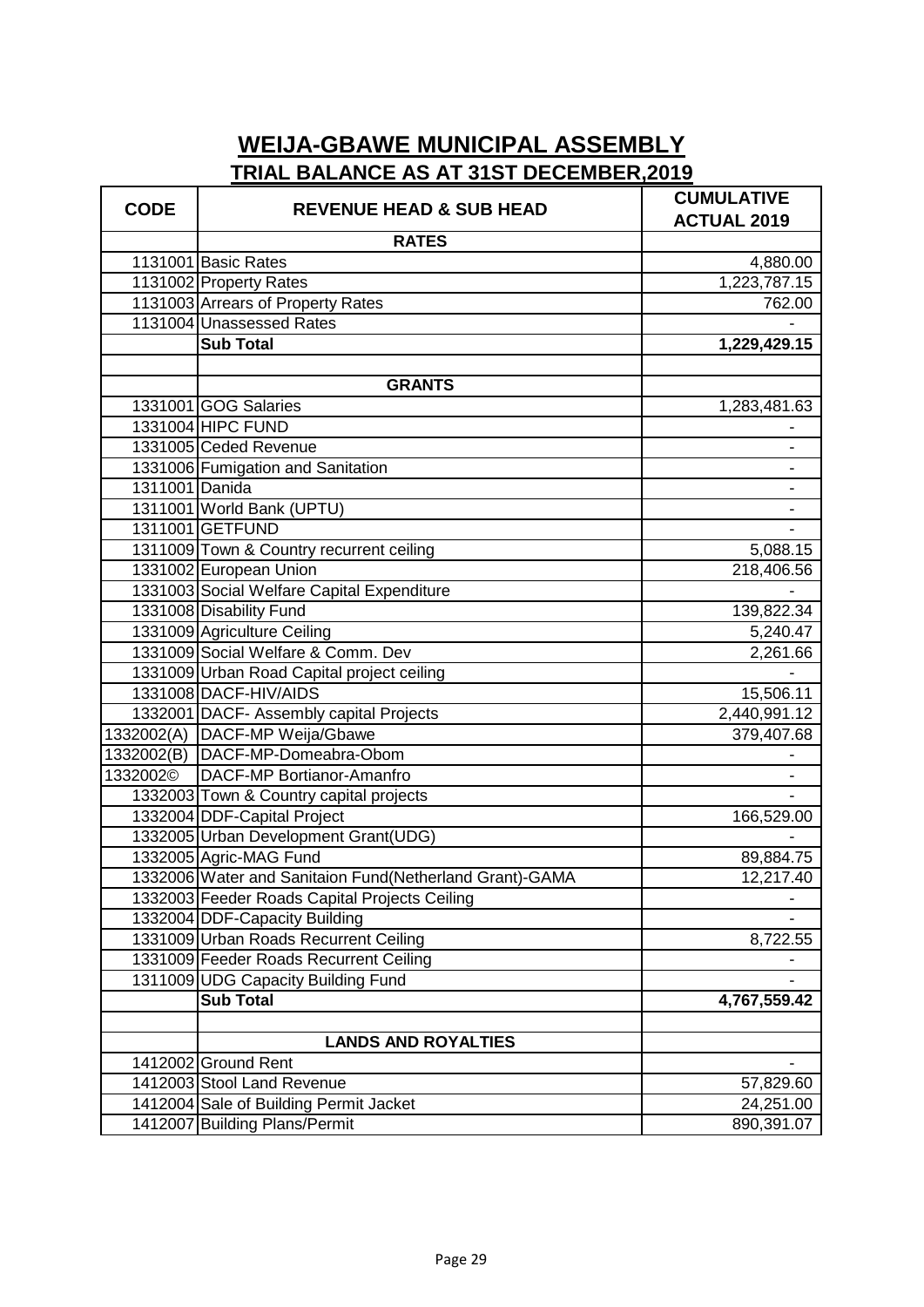# WEIJA-GBAWE MUNICIPAL ASSEMBLY

## TRIAL BALANCE AS AT 31ST DECEMBER,2019

| CODE | REVENUE HEAD & SUB HEAD | CUMULATIVE ACTUAL 2019 |
|---|---|---|
| | **RATES** | |
| 1131001 | Basic Rates | 4,880.00 |
| 1131002 | Property Rates | 1,223,787.15 |
| 1131003 | Arrears of Property Rates | 762.00 |
| 1131004 | Unassessed Rates | - |
| | **Sub Total** | **1,229,429.15** |
| | | |
| | **GRANTS** | |
| 1331001 | GOG Salaries | 1,283,481.63 |
| 1331004 | HIPC FUND | - |
| 1331005 | Ceded Revenue | - |
| 1331006 | Fumigation and Sanitation | - |
| 1311001 | Danida | - |
| 1311001 | World Bank (UPTU) | - |
| 1311001 | GETFUND | - |
| 1311009 | Town & Country recurrent ceiling | 5,088.15 |
| 1331002 | European Union | 218,406.56 |
| 1331003 | Social Welfare Capital Expenditure | - |
| 1331008 | Disability Fund | 139,822.34 |
| 1331009 | Agriculture Ceiling | 5,240.47 |
| 1331009 | Social Welfare & Comm. Dev | 2,261.66 |
| 1331009 | Urban Road Capital project ceiling | - |
| 1331008 | DACF-HIV/AIDS | 15,506.11 |
| 1332001 | DACF- Assembly capital Projects | 2,440,991.12 |
| 1332002(A) | DACF-MP Weija/Gbawe | 379,407.68 |
| 1332002(B) | DACF-MP-Domeabra-Obom | - |
| 1332002© | DACF-MP Bortianor-Amanfro | - |
| 1332003 | Town & Country capital projects | - |
| 1332004 | DDF-Capital Project | 166,529.00 |
| 1332005 | Urban Development Grant(UDG) | - |
| 1332005 | Agric-MAG Fund | 89,884.75 |
| 1332006 | Water and Sanitaion Fund(Netherland Grant)-GAMA | 12,217.40 |
| 1332003 | Feeder Roads Capital Projects Ceiling | - |
| 1332004 | DDF-Capacity Building | - |
| 1331009 | Urban Roads Recurrent Ceiling | 8,722.55 |
| 1331009 | Feeder Roads Recurrent Ceiling | - |
| 1311009 | UDG Capacity Building Fund | - |
| | **Sub Total** | **4,767,559.42** |
| | | |
| | **LANDS AND ROYALTIES** | |
| 1412002 | Ground Rent | - |
| 1412003 | Stool Land Revenue | 57,829.60 |
| 1412004 | Sale of Building Permit Jacket | 24,251.00 |
| 1412007 | Building Plans/Permit | 890,391.07 |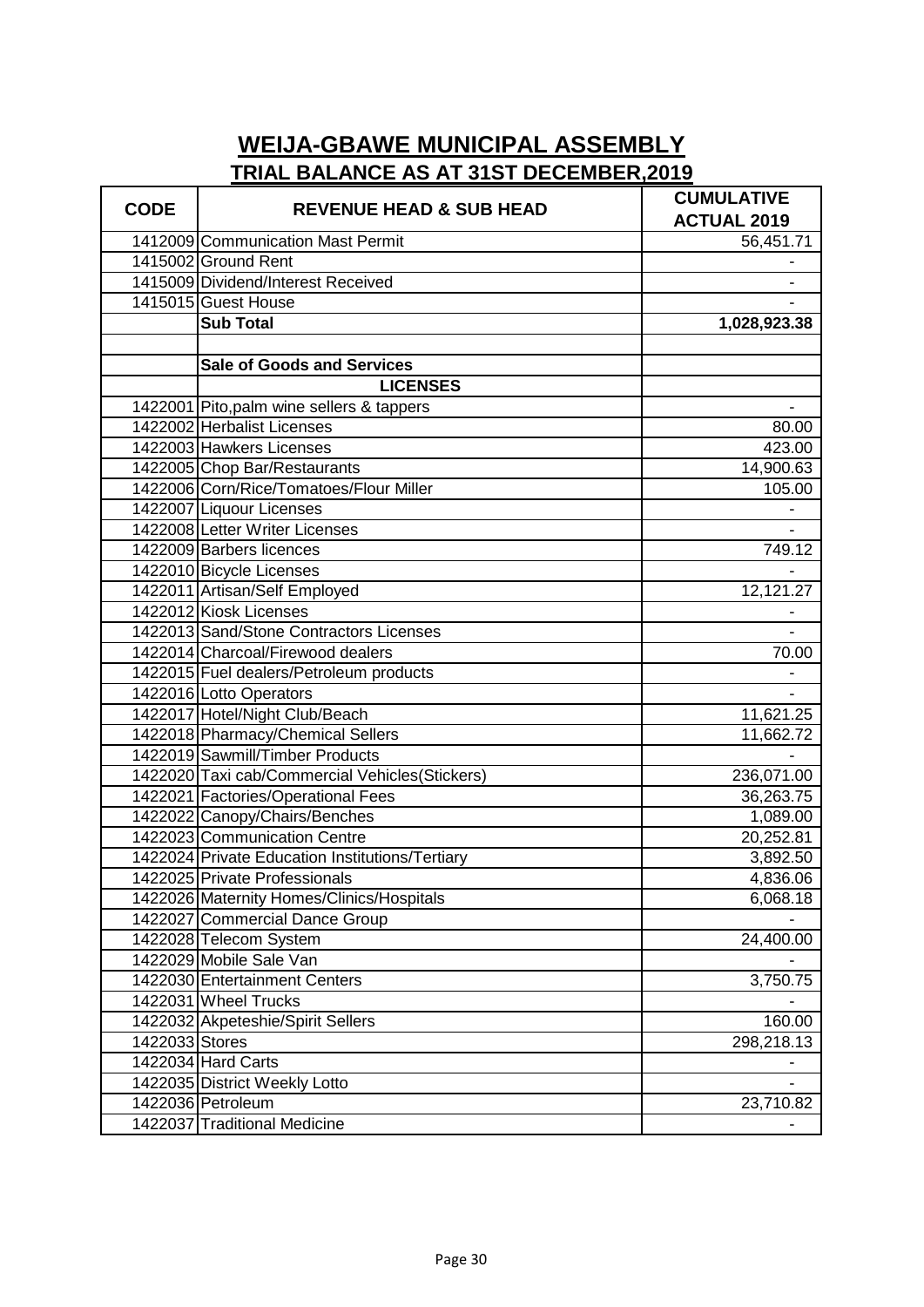# WEIJA-GBAWE MUNICIPAL ASSEMBLY

## TRIAL BALANCE AS AT 31ST DECEMBER,2019

| CODE | REVENUE HEAD & SUB HEAD | CUMULATIVE ACTUAL 2019 |
|---|---|---|
| 1412009 | Communication Mast Permit | 56,451.71 |
| 1415002 | Ground Rent | - |
| 1415009 | Dividend/Interest Received | - |
| 1415015 | Guest House | - |
| | **Sub Total** | **1,028,923.38** |
| | | |
| | **Sale of Goods and Services** | |
| | **LICENSES** | |
| 1422001 | Pito,palm wine sellers & tappers | - |
| 1422002 | Herbalist Licenses | 80.00 |
| 1422003 | Hawkers Licenses | 423.00 |
| 1422005 | Chop Bar/Restaurants | 14,900.63 |
| 1422006 | Corn/Rice/Tomatoes/Flour Miller | 105.00 |
| 1422007 | Liquour Licenses | - |
| 1422008 | Letter Writer Licenses | - |
| 1422009 | Barbers licences | 749.12 |
| 1422010 | Bicycle Licenses | - |
| 1422011 | Artisan/Self Employed | 12,121.27 |
| 1422012 | Kiosk Licenses | - |
| 1422013 | Sand/Stone Contractors Licenses | - |
| 1422014 | Charcoal/Firewood dealers | 70.00 |
| 1422015 | Fuel dealers/Petroleum products | - |
| 1422016 | Lotto Operators | - |
| 1422017 | Hotel/Night Club/Beach | 11,621.25 |
| 1422018 | Pharmacy/Chemical Sellers | 11,662.72 |
| 1422019 | Sawmill/Timber Products | - |
| 1422020 | Taxi cab/Commercial Vehicles(Stickers) | 236,071.00 |
| 1422021 | Factories/Operational Fees | 36,263.75 |
| 1422022 | Canopy/Chairs/Benches | 1,089.00 |
| 1422023 | Communication Centre | 20,252.81 |
| 1422024 | Private Education Institutions/Tertiary | 3,892.50 |
| 1422025 | Private Professionals | 4,836.06 |
| 1422026 | Maternity Homes/Clinics/Hospitals | 6,068.18 |
| 1422027 | Commercial Dance Group | - |
| 1422028 | Telecom System | 24,400.00 |
| 1422029 | Mobile Sale Van | - |
| 1422030 | Entertainment Centers | 3,750.75 |
| 1422031 | Wheel Trucks | - |
| 1422032 | Akpeteshie/Spirit Sellers | 160.00 |
| 1422033 | Stores | 298,218.13 |
| 1422034 | Hard Carts | - |
| 1422035 | District Weekly Lotto | - |
| 1422036 | Petroleum | 23,710.82 |
| 1422037 | Traditional Medicine | - |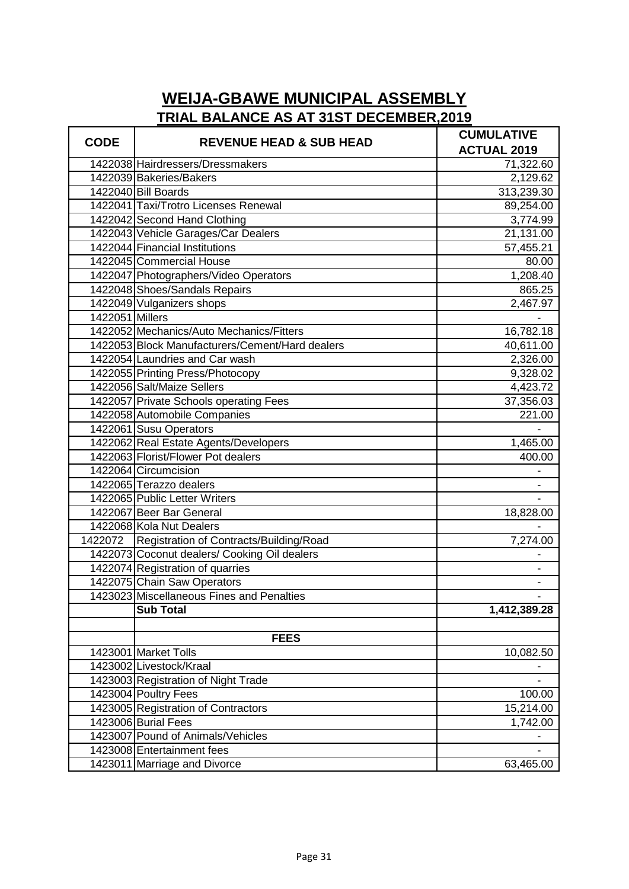# WEIJA-GBAWE MUNICIPAL ASSEMBLY

## TRIAL BALANCE AS AT 31ST DECEMBER,2019

| CODE | REVENUE HEAD & SUB HEAD | CUMULATIVE ACTUAL 2019 |
|---|---|---|
| 1422038 | Hairdressers/Dressmakers | 71,322.60 |
| 1422039 | Bakeries/Bakers | 2,129.62 |
| 1422040 | Bill Boards | 313,239.30 |
| 1422041 | Taxi/Trotro Licenses Renewal | 89,254.00 |
| 1422042 | Second Hand Clothing | 3,774.99 |
| 1422043 | Vehicle Garages/Car Dealers | 21,131.00 |
| 1422044 | Financial Institutions | 57,455.21 |
| 1422045 | Commercial House | 80.00 |
| 1422047 | Photographers/Video Operators | 1,208.40 |
| 1422048 | Shoes/Sandals Repairs | 865.25 |
| 1422049 | Vulganizers shops | 2,467.97 |
| 1422051 | Millers | - |
| 1422052 | Mechanics/Auto Mechanics/Fitters | 16,782.18 |
| 1422053 | Block Manufacturers/Cement/Hard dealers | 40,611.00 |
| 1422054 | Laundries and Car wash | 2,326.00 |
| 1422055 | Printing Press/Photocopy | 9,328.02 |
| 1422056 | Salt/Maize Sellers | 4,423.72 |
| 1422057 | Private Schools operating Fees | 37,356.03 |
| 1422058 | Automobile Companies | 221.00 |
| 1422061 | Susu Operators | - |
| 1422062 | Real Estate Agents/Developers | 1,465.00 |
| 1422063 | Florist/Flower Pot dealers | 400.00 |
| 1422064 | Circumcision | - |
| 1422065 | Terazzo dealers | - |
| 1422065 | Public Letter Writers | - |
| 1422067 | Beer Bar General | 18,828.00 |
| 1422068 | Kola Nut Dealers | - |
| 1422072 | Registration of Contracts/Building/Road | 7,274.00 |
| 1422073 | Coconut dealers/ Cooking Oil dealers | - |
| 1422074 | Registration of quarries | - |
| 1422075 | Chain Saw Operators | - |
| 1423023 | Miscellaneous Fines and Penalties | - |
| | **Sub Total** | **1,412,389.28** |
| | | |
| | **FEES** | |
| 1423001 | Market Tolls | 10,082.50 |
| 1423002 | Livestock/Kraal | - |
| 1423003 | Registration of Night Trade | - |
| 1423004 | Poultry Fees | 100.00 |
| 1423005 | Registration of Contractors | 15,214.00 |
| 1423006 | Burial Fees | 1,742.00 |
| 1423007 | Pound of Animals/Vehicles | - |
| 1423008 | Entertainment fees | - |
| 1423011 | Marriage and Divorce | 63,465.00 |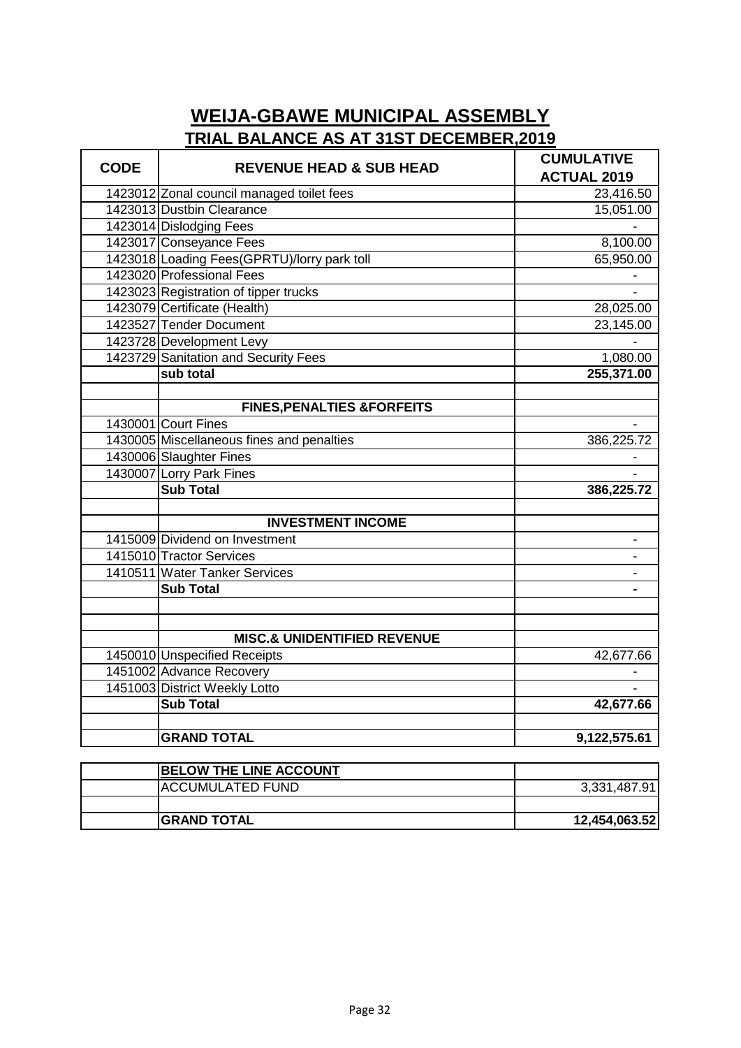# WEIJA-GBAWE MUNICIPAL ASSEMBLY

## TRIAL BALANCE AS AT 31ST DECEMBER,2019

| CODE | REVENUE HEAD & SUB HEAD | CUMULATIVE ACTUAL 2019 |
|---|---|---|
| 1423012 | Zonal council managed toilet fees | 23,416.50 |
| 1423013 | Dustbin Clearance | 15,051.00 |
| 1423014 | Dislodging Fees | - |
| 1423017 | Conseyance Fees | 8,100.00 |
| 1423018 | Loading Fees(GPRTU)/lorry park toll | 65,950.00 |
| 1423020 | Professional Fees | - |
| 1423023 | Registration of tipper trucks | - |
| 1423079 | Certificate (Health) | 28,025.00 |
| 1423527 | Tender Document | 23,145.00 |
| 1423728 | Development Levy | - |
| 1423729 | Sanitation and Security Fees | 1,080.00 |
| | **sub total** | **255,371.00** |
| | | |
| | **FINES,PENALTIES &FORFEITS** | |
| 1430001 | Court Fines | - |
| 1430005 | Miscellaneous fines and penalties | 386,225.72 |
| 1430006 | Slaughter Fines | - |
| 1430007 | Lorry Park Fines | - |
| | **Sub Total** | **386,225.72** |
| | | |
| | **INVESTMENT INCOME** | |
| 1415009 | Dividend on Investment | - |
| 1415010 | Tractor Services | - |
| 1410511 | Water Tanker Services | - |
| | **Sub Total** | **-** |
| | | |
| | | |
| | **MISC.& UNIDENTIFIED REVENUE** | |
| 1450010 | Unspecified Receipts | 42,677.66 |
| 1451002 | Advance Recovery | - |
| 1451003 | District Weekly Lotto | - |
| | **Sub Total** | **42,677.66** |
| | | |
| | **GRAND TOTAL** | **9,122,575.61** |

| | | |
|---|---|---|
| | **BELOW THE LINE ACCOUNT** | |
| | ACCUMULATED FUND | 3,331,487.91 |
| | | |
| | **GRAND TOTAL** | **12,454,063.52** |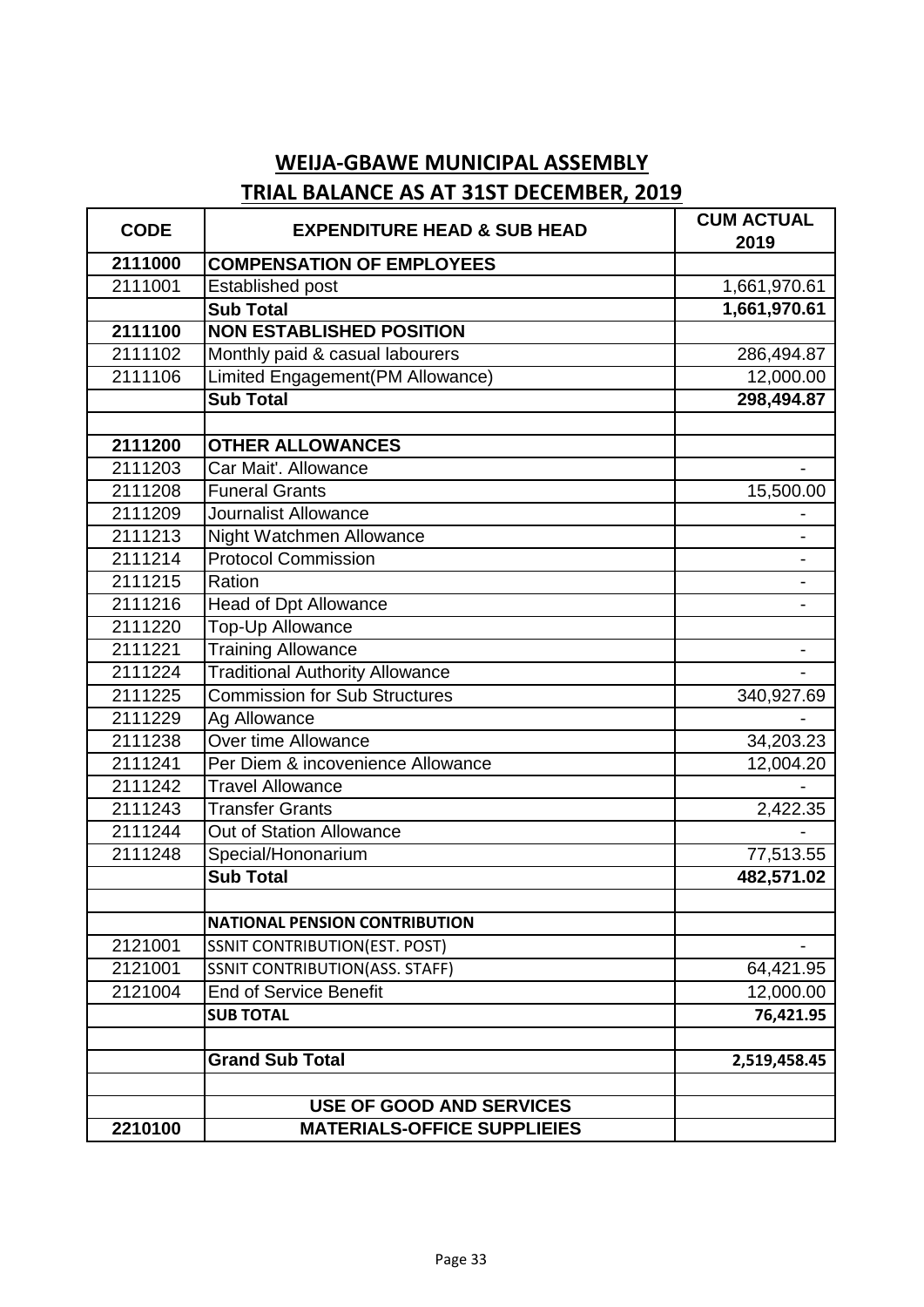## WEIJA-GBAWE MUNICIPAL ASSEMBLY
## TRIAL BALANCE AS AT 31ST DECEMBER, 2019

| CODE | EXPENDITURE HEAD & SUB HEAD | CUM ACTUAL 2019 |
|---|---|---|
| **2111000** | **COMPENSATION OF EMPLOYEES** | |
| 2111001 | Established post | 1,661,970.61 |
| | **Sub Total** | **1,661,970.61** |
| **2111100** | **NON ESTABLISHED POSITION** | |
| 2111102 | Monthly paid & casual labourers | 286,494.87 |
| 2111106 | Limited Engagement(PM Allowance) | 12,000.00 |
| | **Sub Total** | **298,494.87** |
| | | |
| **2111200** | **OTHER ALLOWANCES** | |
| 2111203 | Car Mait'. Allowance | - |
| 2111208 | Funeral Grants | 15,500.00 |
| 2111209 | Journalist Allowance | - |
| 2111213 | Night Watchmen Allowance | - |
| 2111214 | Protocol Commission | - |
| 2111215 | Ration | - |
| 2111216 | Head of Dpt Allowance | - |
| 2111220 | Top-Up Allowance | |
| 2111221 | Training Allowance | - |
| 2111224 | Traditional Authority Allowance | - |
| 2111225 | Commission for Sub Structures | 340,927.69 |
| 2111229 | Ag Allowance | - |
| 2111238 | Over time Allowance | 34,203.23 |
| 2111241 | Per Diem & incovenience Allowance | 12,004.20 |
| 2111242 | Travel Allowance | - |
| 2111243 | Transfer Grants | 2,422.35 |
| 2111244 | Out of Station Allowance | - |
| 2111248 | Special/Hononarium | 77,513.55 |
| | **Sub Total** | **482,571.02** |
| | | |
| | **NATIONAL PENSION CONTRIBUTION** | |
| 2121001 | SSNIT CONTRIBUTION(EST. POST) | - |
| 2121001 | SSNIT CONTRIBUTION(ASS. STAFF) | 64,421.95 |
| 2121004 | End of Service Benefit | 12,000.00 |
| | **SUB TOTAL** | **76,421.95** |
| | | |
| | **Grand Sub Total** | **2,519,458.45** |
| | | |
| | **USE OF GOOD AND SERVICES** | |
| **2210100** | **MATERIALS-OFFICE SUPPLIEIES** | |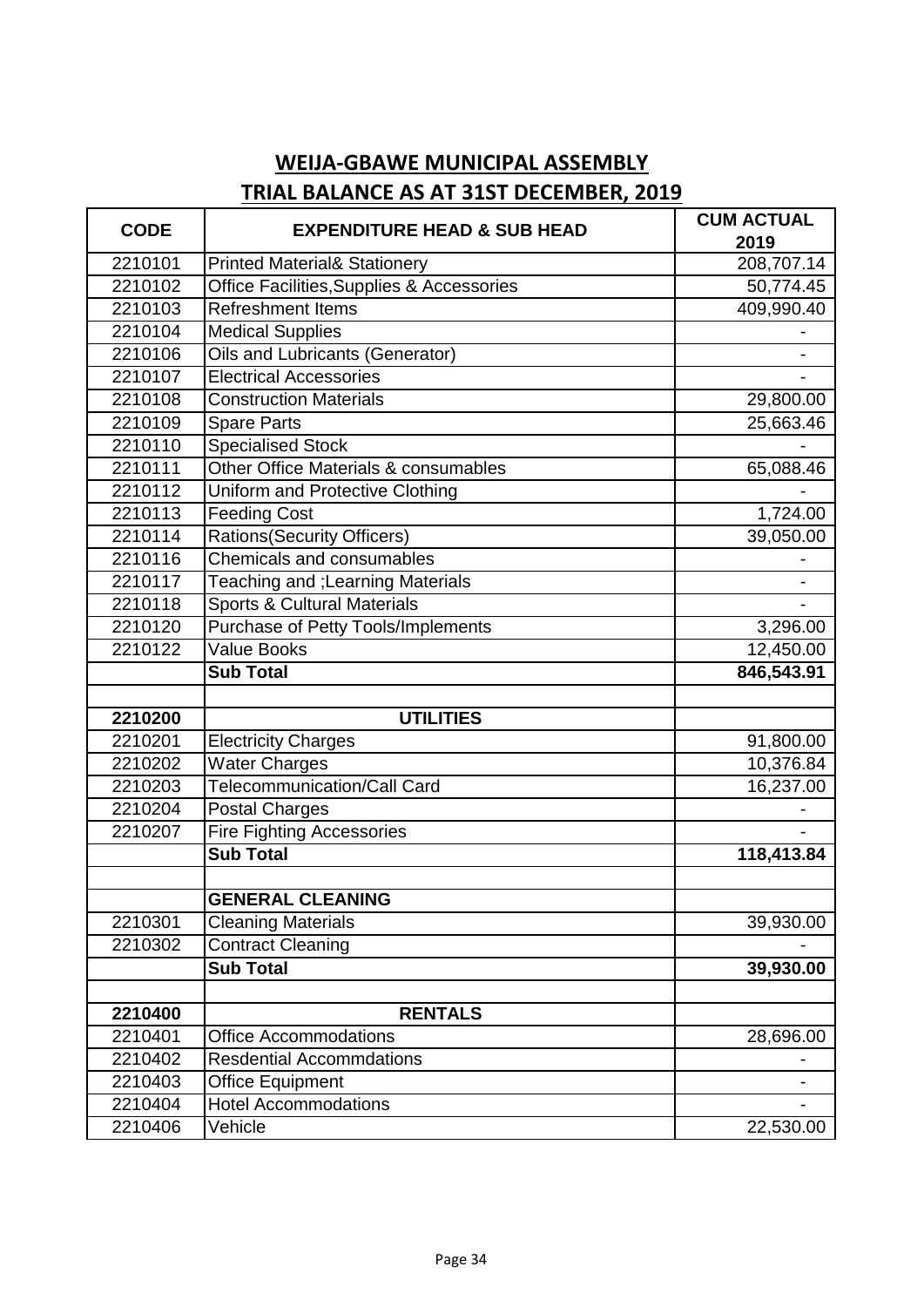# WEIJA-GBAWE MUNICIPAL ASSEMBLY

## TRIAL BALANCE AS AT 31ST DECEMBER, 2019

| CODE | EXPENDITURE HEAD & SUB HEAD | CUM ACTUAL 2019 |
|---|---|---|
| 2210101 | Printed Material& Stationery | 208,707.14 |
| 2210102 | Office Facilities,Supplies & Accessories | 50,774.45 |
| 2210103 | Refreshment Items | 409,990.40 |
| 2210104 | Medical Supplies | - |
| 2210106 | Oils and Lubricants (Generator) | - |
| 2210107 | Electrical Accessories | - |
| 2210108 | Construction Materials | 29,800.00 |
| 2210109 | Spare Parts | 25,663.46 |
| 2210110 | Specialised Stock | - |
| 2210111 | Other Office Materials & consumables | 65,088.46 |
| 2210112 | Uniform and Protective Clothing | - |
| 2210113 | Feeding Cost | 1,724.00 |
| 2210114 | Rations(Security Officers) | 39,050.00 |
| 2210116 | Chemicals and consumables | - |
| 2210117 | Teaching and ;Learning Materials | - |
| 2210118 | Sports & Cultural Materials | - |
| 2210120 | Purchase of Petty Tools/Implements | 3,296.00 |
| 2210122 | Value Books | 12,450.00 |
| | **Sub Total** | **846,543.91** |
| | | |
| **2210200** | **UTILITIES** | |
| 2210201 | Electricity Charges | 91,800.00 |
| 2210202 | Water Charges | 10,376.84 |
| 2210203 | Telecommunication/Call Card | 16,237.00 |
| 2210204 | Postal Charges | - |
| 2210207 | Fire Fighting Accessories | - |
| | **Sub Total** | **118,413.84** |
| | | |
| | **GENERAL CLEANING** | |
| 2210301 | Cleaning Materials | 39,930.00 |
| 2210302 | Contract Cleaning | - |
| | **Sub Total** | **39,930.00** |
| | | |
| **2210400** | **RENTALS** | |
| 2210401 | Office Accommodations | 28,696.00 |
| 2210402 | Resdential Accommdations | - |
| 2210403 | Office Equipment | - |
| 2210404 | Hotel Accommodations | - |
| 2210406 | Vehicle | 22,530.00 |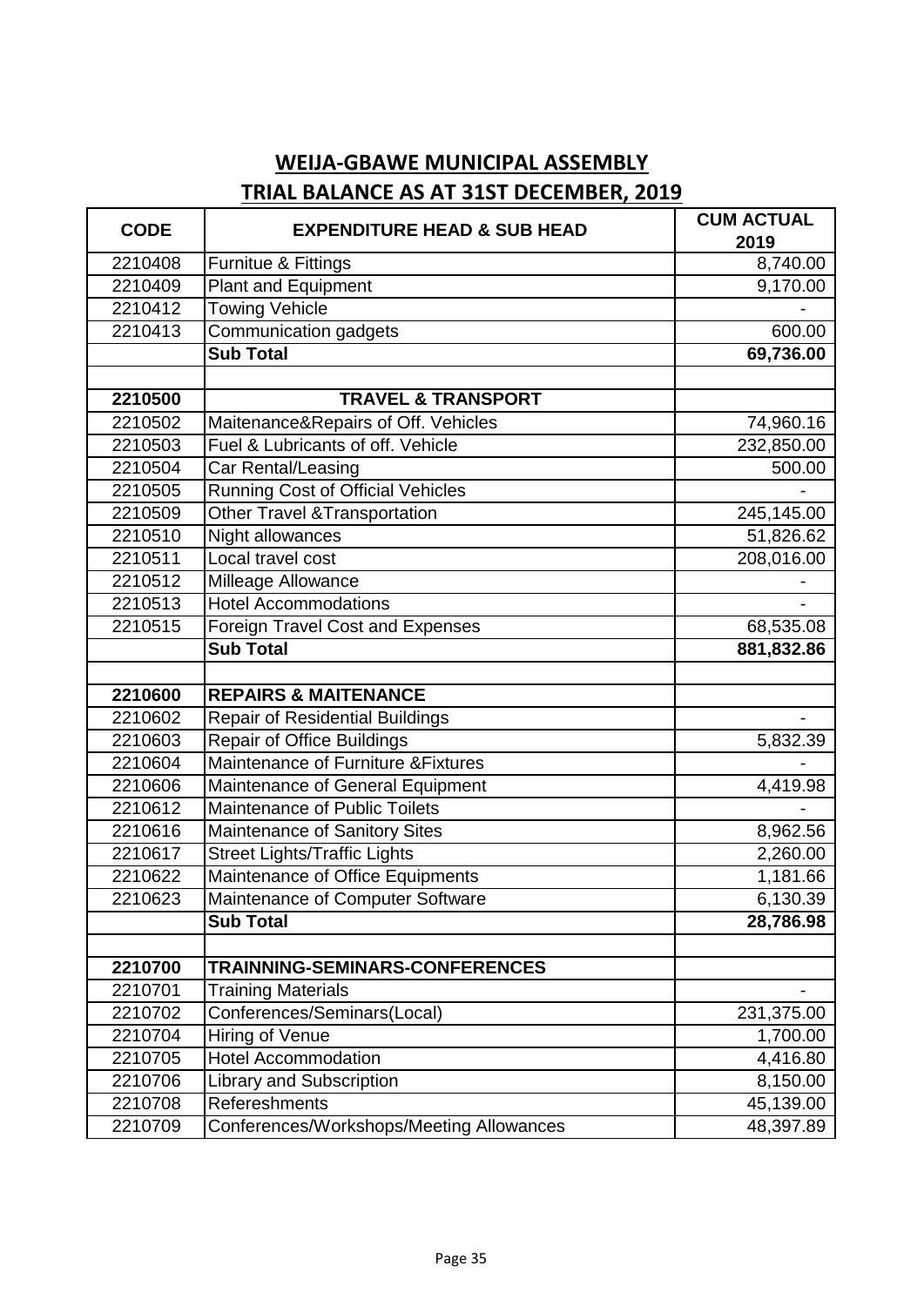## WEIJA-GBAWE MUNICIPAL ASSEMBLY

## TRIAL BALANCE AS AT 31ST DECEMBER, 2019

| CODE | EXPENDITURE HEAD & SUB HEAD | CUM ACTUAL 2019 |
|---|---|---|
| 2210408 | Furnitue & Fittings | 8,740.00 |
| 2210409 | Plant and Equipment | 9,170.00 |
| 2210412 | Towing Vehicle | - |
| 2210413 | Communication gadgets | 600.00 |
| | **Sub Total** | **69,736.00** |
| | | |
| **2210500** | **TRAVEL & TRANSPORT** | |
| 2210502 | Maitenance&Repairs of Off. Vehicles | 74,960.16 |
| 2210503 | Fuel & Lubricants of off. Vehicle | 232,850.00 |
| 2210504 | Car Rental/Leasing | 500.00 |
| 2210505 | Running Cost of Official Vehicles | - |
| 2210509 | Other Travel &Transportation | 245,145.00 |
| 2210510 | Night allowances | 51,826.62 |
| 2210511 | Local travel cost | 208,016.00 |
| 2210512 | Milleage Allowance | - |
| 2210513 | Hotel Accommodations | - |
| 2210515 | Foreign Travel Cost and Expenses | 68,535.08 |
| | **Sub Total** | **881,832.86** |
| | | |
| **2210600** | **REPAIRS & MAITENANCE** | |
| 2210602 | Repair of Residential Buildings | - |
| 2210603 | Repair of Office Buildings | 5,832.39 |
| 2210604 | Maintenance of Furniture &Fixtures | - |
| 2210606 | Maintenance of General Equipment | 4,419.98 |
| 2210612 | Maintenance of Public Toilets | - |
| 2210616 | Maintenance of Sanitory Sites | 8,962.56 |
| 2210617 | Street Lights/Traffic Lights | 2,260.00 |
| 2210622 | Maintenance of Office Equipments | 1,181.66 |
| 2210623 | Maintenance of Computer Software | 6,130.39 |
| | **Sub Total** | **28,786.98** |
| | | |
| **2210700** | **TRAINNING-SEMINARS-CONFERENCES** | |
| 2210701 | Training Materials | - |
| 2210702 | Conferences/Seminars(Local) | 231,375.00 |
| 2210704 | Hiring of Venue | 1,700.00 |
| 2210705 | Hotel Accommodation | 4,416.80 |
| 2210706 | Library and Subscription | 8,150.00 |
| 2210708 | Refereshments | 45,139.00 |
| 2210709 | Conferences/Workshops/Meeting Allowances | 48,397.89 |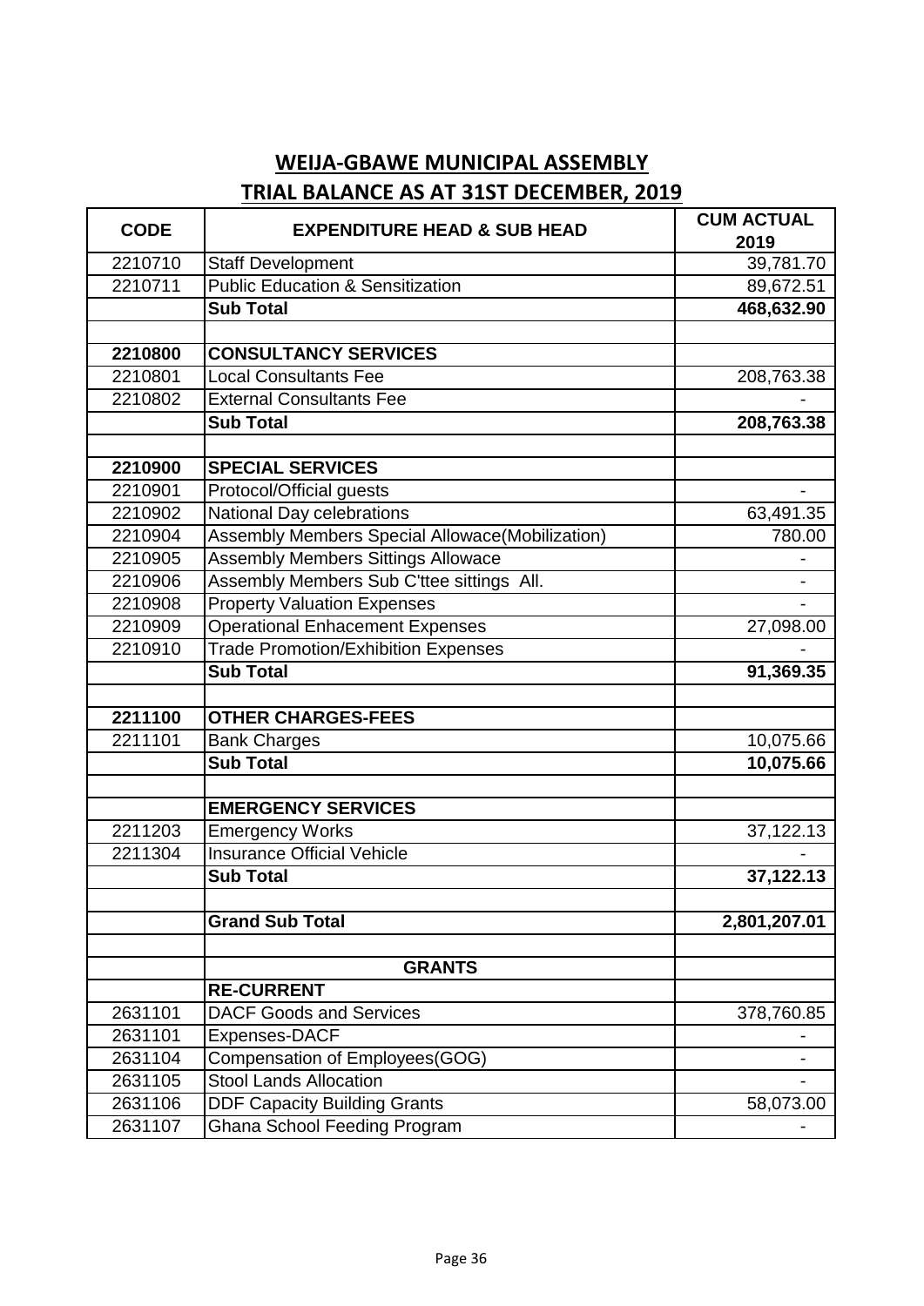## WEIJA-GBAWE MUNICIPAL ASSEMBLY

## TRIAL BALANCE AS AT 31ST DECEMBER, 2019

| CODE | EXPENDITURE HEAD & SUB HEAD | CUM ACTUAL 2019 |
|---|---|---|
| 2210710 | Staff Development | 39,781.70 |
| 2210711 | Public Education & Sensitization | 89,672.51 |
| | **Sub Total** | **468,632.90** |
| | | |
| **2210800** | **CONSULTANCY SERVICES** | |
| 2210801 | Local Consultants Fee | 208,763.38 |
| 2210802 | External Consultants Fee | - |
| | **Sub Total** | **208,763.38** |
| | | |
| **2210900** | **SPECIAL SERVICES** | |
| 2210901 | Protocol/Official guests | - |
| 2210902 | National Day celebrations | 63,491.35 |
| 2210904 | Assembly Members Special Allowace(Mobilization) | 780.00 |
| 2210905 | Assembly Members Sittings Allowace | - |
| 2210906 | Assembly Members Sub C'ttee sittings All. | - |
| 2210908 | Property Valuation Expenses | - |
| 2210909 | Operational Enhacement Expenses | 27,098.00 |
| 2210910 | Trade Promotion/Exhibition Expenses | - |
| | **Sub Total** | **91,369.35** |
| | | |
| **2211100** | **OTHER CHARGES-FEES** | |
| 2211101 | Bank Charges | 10,075.66 |
| | **Sub Total** | **10,075.66** |
| | | |
| | **EMERGENCY SERVICES** | |
| 2211203 | Emergency Works | 37,122.13 |
| 2211304 | Insurance Official Vehicle | - |
| | **Sub Total** | **37,122.13** |
| | | |
| | **Grand Sub Total** | **2,801,207.01** |
| | | |
| | **GRANTS** | |
| | **RE-CURRENT** | |
| 2631101 | DACF Goods and Services | 378,760.85 |
| 2631101 | Expenses-DACF | - |
| 2631104 | Compensation of Employees(GOG) | - |
| 2631105 | Stool Lands Allocation | - |
| 2631106 | DDF Capacity Building Grants | 58,073.00 |
| 2631107 | Ghana School Feeding Program | - |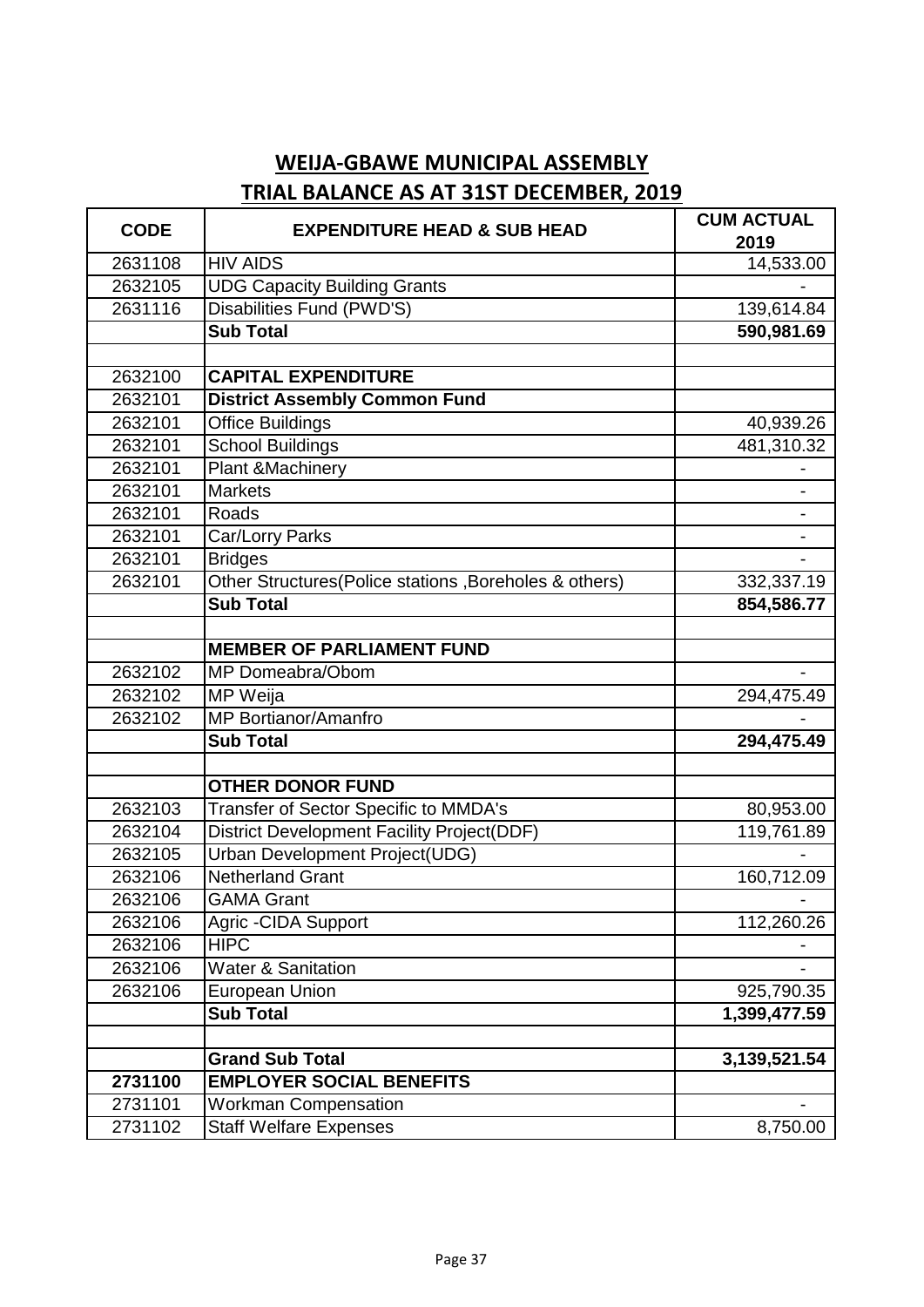## WEIJA-GBAWE MUNICIPAL ASSEMBLY

## TRIAL BALANCE AS AT 31ST DECEMBER, 2019

| CODE | EXPENDITURE HEAD & SUB HEAD | CUM ACTUAL 2019 |
|---|---|---|
| 2631108 | HIV AIDS | 14,533.00 |
| 2632105 | UDG Capacity Building Grants | - |
| 2631116 | Disabilities Fund (PWD'S) | 139,614.84 |
| | **Sub Total** | **590,981.69** |
| | | |
| 2632100 | **CAPITAL EXPENDITURE** | |
| 2632101 | **District Assembly Common Fund** | |
| 2632101 | Office Buildings | 40,939.26 |
| 2632101 | School Buildings | 481,310.32 |
| 2632101 | Plant &Machinery | - |
| 2632101 | Markets | - |
| 2632101 | Roads | - |
| 2632101 | Car/Lorry Parks | - |
| 2632101 | Bridges | - |
| 2632101 | Other Structures(Police stations ,Boreholes & others) | 332,337.19 |
| | **Sub Total** | **854,586.77** |
| | | |
| | **MEMBER OF PARLIAMENT FUND** | |
| 2632102 | MP Domeabra/Obom | - |
| 2632102 | MP Weija | 294,475.49 |
| 2632102 | MP Bortianor/Amanfro | - |
| | **Sub Total** | **294,475.49** |
| | | |
| | **OTHER DONOR FUND** | |
| 2632103 | Transfer of Sector Specific to MMDA's | 80,953.00 |
| 2632104 | District Development Facility Project(DDF) | 119,761.89 |
| 2632105 | Urban Development Project(UDG) | - |
| 2632106 | Netherland Grant | 160,712.09 |
| 2632106 | GAMA Grant | - |
| 2632106 | Agric -CIDA Support | 112,260.26 |
| 2632106 | HIPC | - |
| 2632106 | Water & Sanitation | - |
| 2632106 | European Union | 925,790.35 |
| | **Sub Total** | **1,399,477.59** |
| | | |
| | **Grand Sub Total** | **3,139,521.54** |
| **2731100** | **EMPLOYER SOCIAL BENEFITS** | |
| 2731101 | Workman Compensation | - |
| 2731102 | Staff Welfare Expenses | 8,750.00 |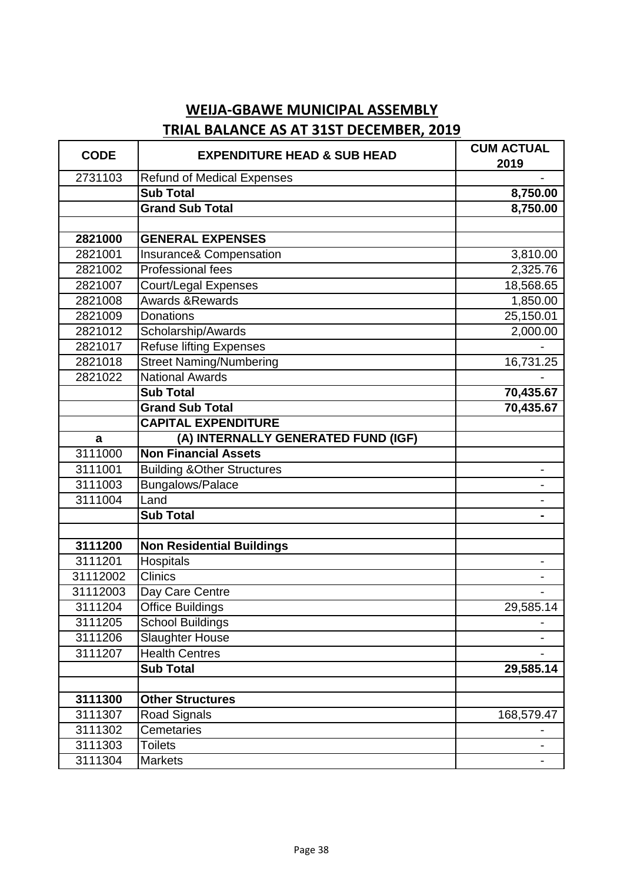# WEIJA-GBAWE MUNICIPAL ASSEMBLY

## TRIAL BALANCE AS AT 31ST DECEMBER, 2019

| CODE | EXPENDITURE HEAD & SUB HEAD | CUM ACTUAL 2019 |
|---|---|---|
| 2731103 | Refund of Medical Expenses | - |
| | **Sub Total** | **8,750.00** |
| | **Grand Sub Total** | **8,750.00** |
| | | |
| **2821000** | **GENERAL EXPENSES** | |
| 2821001 | Insurance& Compensation | 3,810.00 |
| 2821002 | Professional fees | 2,325.76 |
| 2821007 | Court/Legal Expenses | 18,568.65 |
| 2821008 | Awards &Rewards | 1,850.00 |
| 2821009 | Donations | 25,150.01 |
| 2821012 | Scholarship/Awards | 2,000.00 |
| 2821017 | Refuse lifting Expenses | - |
| 2821018 | Street Naming/Numbering | 16,731.25 |
| 2821022 | National Awards | - |
| | **Sub Total** | **70,435.67** |
| | **Grand Sub Total** | **70,435.67** |
| | **CAPITAL EXPENDITURE** | |
| **a** | **(A) INTERNALLY GENERATED FUND (IGF)** | |
| 3111000 | **Non Financial Assets** | |
| 3111001 | Building &Other Structures | - |
| 3111003 | Bungalows/Palace | - |
| 3111004 | Land | - |
| | **Sub Total** | **-** |
| | | |
| **3111200** | **Non Residential Buildings** | |
| 3111201 | Hospitals | - |
| 31112002 | Clinics | - |
| 31112003 | Day Care Centre | - |
| 3111204 | Office Buildings | 29,585.14 |
| 3111205 | School Buildings | - |
| 3111206 | Slaughter House | - |
| 3111207 | Health Centres | - |
| | **Sub Total** | **29,585.14** |
| | | |
| **3111300** | **Other Structures** | |
| 3111307 | Road Signals | 168,579.47 |
| 3111302 | Cemetaries | - |
| 3111303 | Toilets | - |
| 3111304 | Markets | - |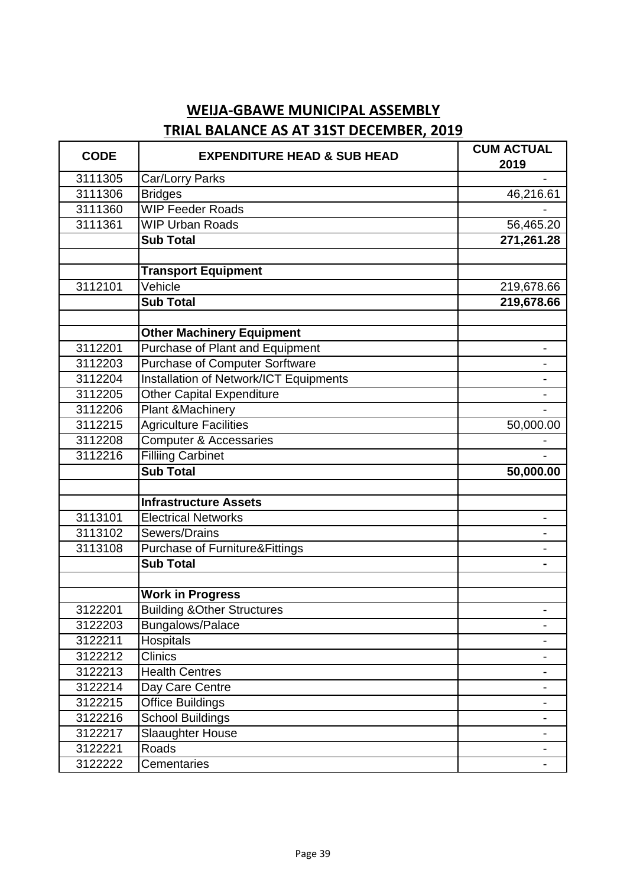## WEIJA-GBAWE MUNICIPAL ASSEMBLY

## TRIAL BALANCE AS AT 31ST DECEMBER, 2019

| CODE | EXPENDITURE HEAD & SUB HEAD | CUM ACTUAL 2019 |
|---|---|---|
| 3111305 | Car/Lorry Parks | - |
| 3111306 | Bridges | 46,216.61 |
| 3111360 | WIP Feeder Roads | - |
| 3111361 | WIP Urban Roads | 56,465.20 |
| | **Sub Total** | **271,261.28** |
| | | |
| | **Transport Equipment** | |
| 3112101 | Vehicle | 219,678.66 |
| | **Sub Total** | **219,678.66** |
| | | |
| | **Other Machinery Equipment** | |
| 3112201 | Purchase of Plant and Equipment | - |
| 3112203 | Purchase of Computer Sorftware | - |
| 3112204 | Installation of Network/ICT Equipments | - |
| 3112205 | Other Capital Expenditure | - |
| 3112206 | Plant &Machinery | - |
| 3112215 | Agriculture Facilities | 50,000.00 |
| 3112208 | Computer & Accessaries | - |
| 3112216 | Filliing Carbinet | - |
| | **Sub Total** | **50,000.00** |
| | | |
| | **Infrastructure Assets** | |
| 3113101 | Electrical Networks | - |
| 3113102 | Sewers/Drains | - |
| 3113108 | Purchase of Furniture&Fittings | - |
| | **Sub Total** | **-** |
| | | |
| | **Work in Progress** | |
| 3122201 | Building &Other Structures | - |
| 3122203 | Bungalows/Palace | - |
| 3122211 | Hospitals | - |
| 3122212 | Clinics | - |
| 3122213 | Health Centres | - |
| 3122214 | Day Care Centre | - |
| 3122215 | Office Buildings | - |
| 3122216 | School Buildings | - |
| 3122217 | Slaaughter House | - |
| 3122221 | Roads | - |
| 3122222 | Cementaries | - |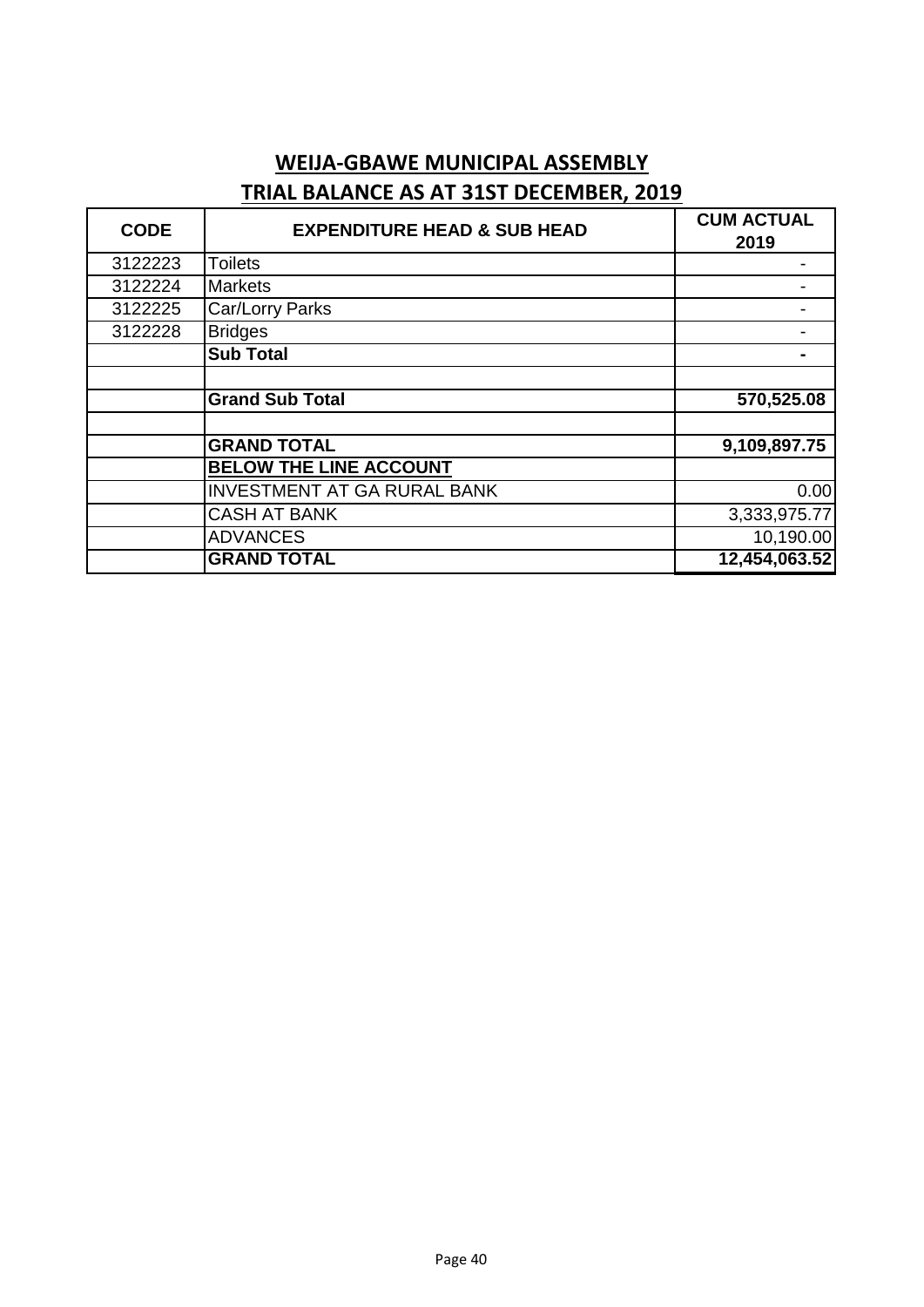## WEIJA-GBAWE MUNICIPAL ASSEMBLY

## TRIAL BALANCE AS AT 31ST DECEMBER, 2019

| CODE | EXPENDITURE HEAD & SUB HEAD | CUM ACTUAL 2019 |
|---|---|---|
| 3122223 | Toilets | - |
| 3122224 | Markets | - |
| 3122225 | Car/Lorry Parks | - |
| 3122228 | Bridges | - |
| | **Sub Total** | **-** |
| | | |
| | **Grand Sub Total** | **570,525.08** |
| | | |
| | **GRAND TOTAL** | **9,109,897.75** |
| | **BELOW THE LINE ACCOUNT** | |
| | INVESTMENT AT GA RURAL BANK | 0.00 |
| | CASH AT BANK | 3,333,975.77 |
| | ADVANCES | 10,190.00 |
| | **GRAND TOTAL** | **12,454,063.52** |